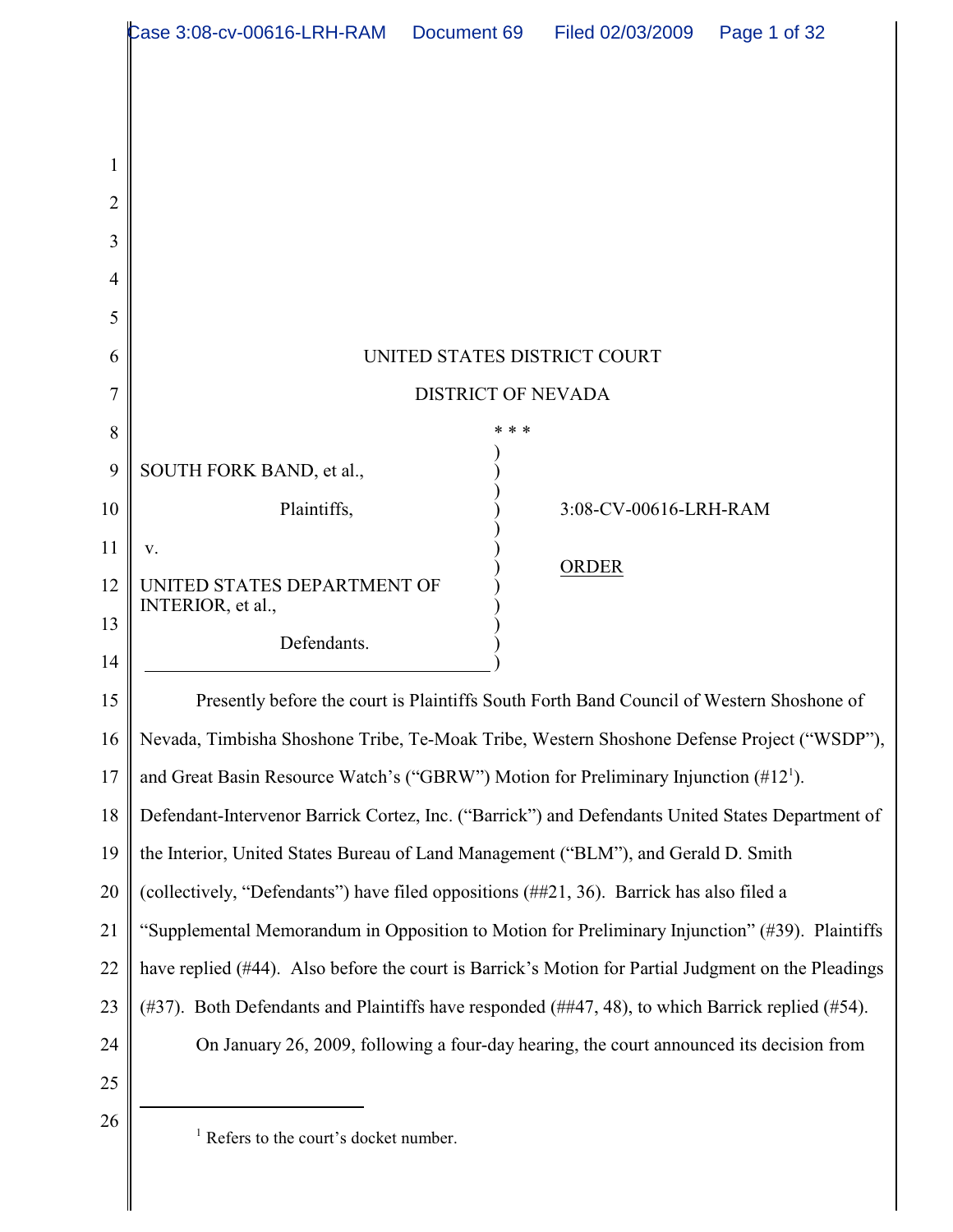UNITED STATES DISTRICT COURT

DISTRICT OF NEVADA

\* \* \*

| | | |
|---|---|---|
| SOUTH FORK BAND, et al., | ) | |
| Plaintiffs, | ) | 3:08-CV-00616-LRH-RAM |
| v. | ) | |
| | ) | ORDER |
| UNITED STATES DEPARTMENT OF INTERIOR, et al., | ) | |
| Defendants. | ) | |

Presently before the court is Plaintiffs South Forth Band Council of Western Shoshone of Nevada, Timbisha Shoshone Tribe, Te-Moak Tribe, Western Shoshone Defense Project ("WSDP"), and Great Basin Resource Watch's ("GBRW") Motion for Preliminary Injunction (#12[1]). Defendant-Intervenor Barrick Cortez, Inc. ("Barrick") and Defendants United States Department of the Interior, United States Bureau of Land Management ("BLM"), and Gerald D. Smith (collectively, "Defendants") have filed oppositions (##21, 36). Barrick has also filed a "Supplemental Memorandum in Opposition to Motion for Preliminary Injunction" (#39). Plaintiffs have replied (#44). Also before the court is Barrick's Motion for Partial Judgment on the Pleadings (#37). Both Defendants and Plaintiffs have responded (##47, 48), to which Barrick replied (#54).

On January 26, 2009, following a four-day hearing, the court announced its decision from

[1] Refers to the court's docket number.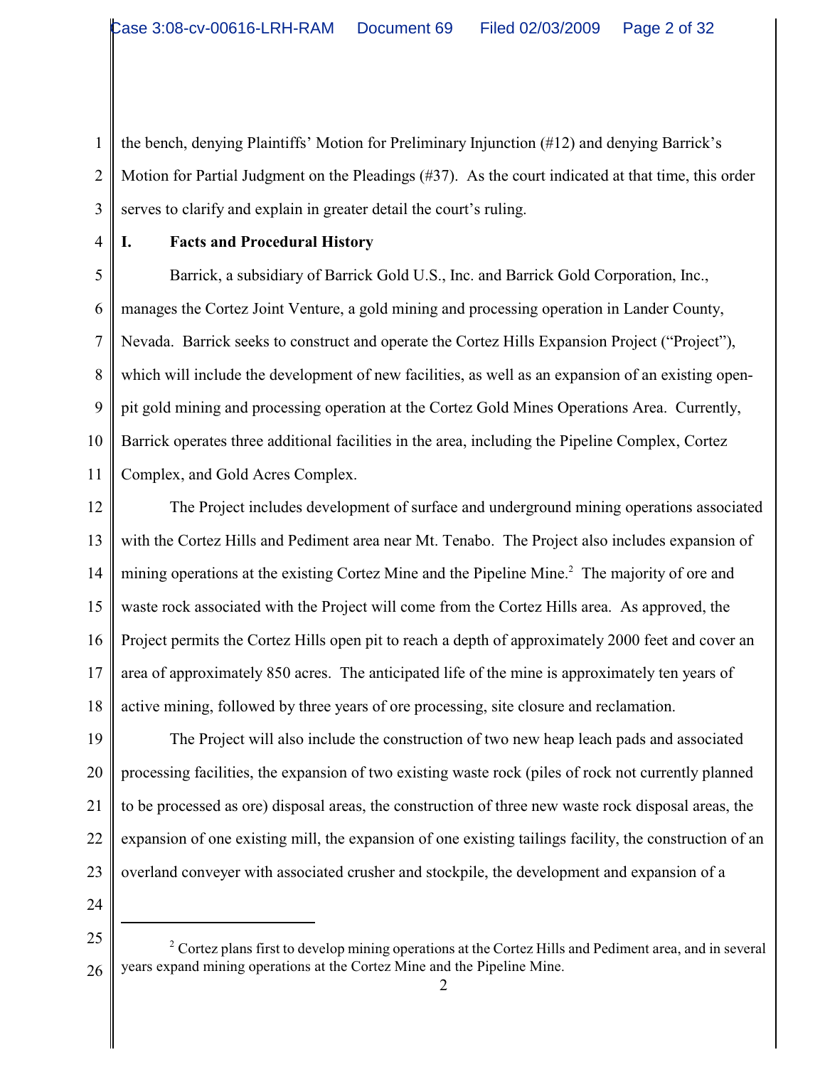the bench, denying Plaintiffs' Motion for Preliminary Injunction (#12) and denying Barrick's Motion for Partial Judgment on the Pleadings (#37). As the court indicated at that time, this order serves to clarify and explain in greater detail the court's ruling.

## I. Facts and Procedural History

Barrick, a subsidiary of Barrick Gold U.S., Inc. and Barrick Gold Corporation, Inc., manages the Cortez Joint Venture, a gold mining and processing operation in Lander County, Nevada. Barrick seeks to construct and operate the Cortez Hills Expansion Project ("Project"), which will include the development of new facilities, as well as an expansion of an existing open-pit gold mining and processing operation at the Cortez Gold Mines Operations Area. Currently, Barrick operates three additional facilities in the area, including the Pipeline Complex, Cortez Complex, and Gold Acres Complex.

The Project includes development of surface and underground mining operations associated with the Cortez Hills and Pediment area near Mt. Tenabo. The Project also includes expansion of mining operations at the existing Cortez Mine and the Pipeline Mine.[2] The majority of ore and waste rock associated with the Project will come from the Cortez Hills area. As approved, the Project permits the Cortez Hills open pit to reach a depth of approximately 2000 feet and cover an area of approximately 850 acres. The anticipated life of the mine is approximately ten years of active mining, followed by three years of ore processing, site closure and reclamation.

The Project will also include the construction of two new heap leach pads and associated processing facilities, the expansion of two existing waste rock (piles of rock not currently planned to be processed as ore) disposal areas, the construction of three new waste rock disposal areas, the expansion of one existing mill, the expansion of one existing tailings facility, the construction of an overland conveyer with associated crusher and stockpile, the development and expansion of a

---

[2] Cortez plans first to develop mining operations at the Cortez Hills and Pediment area, and in several years expand mining operations at the Cortez Mine and the Pipeline Mine.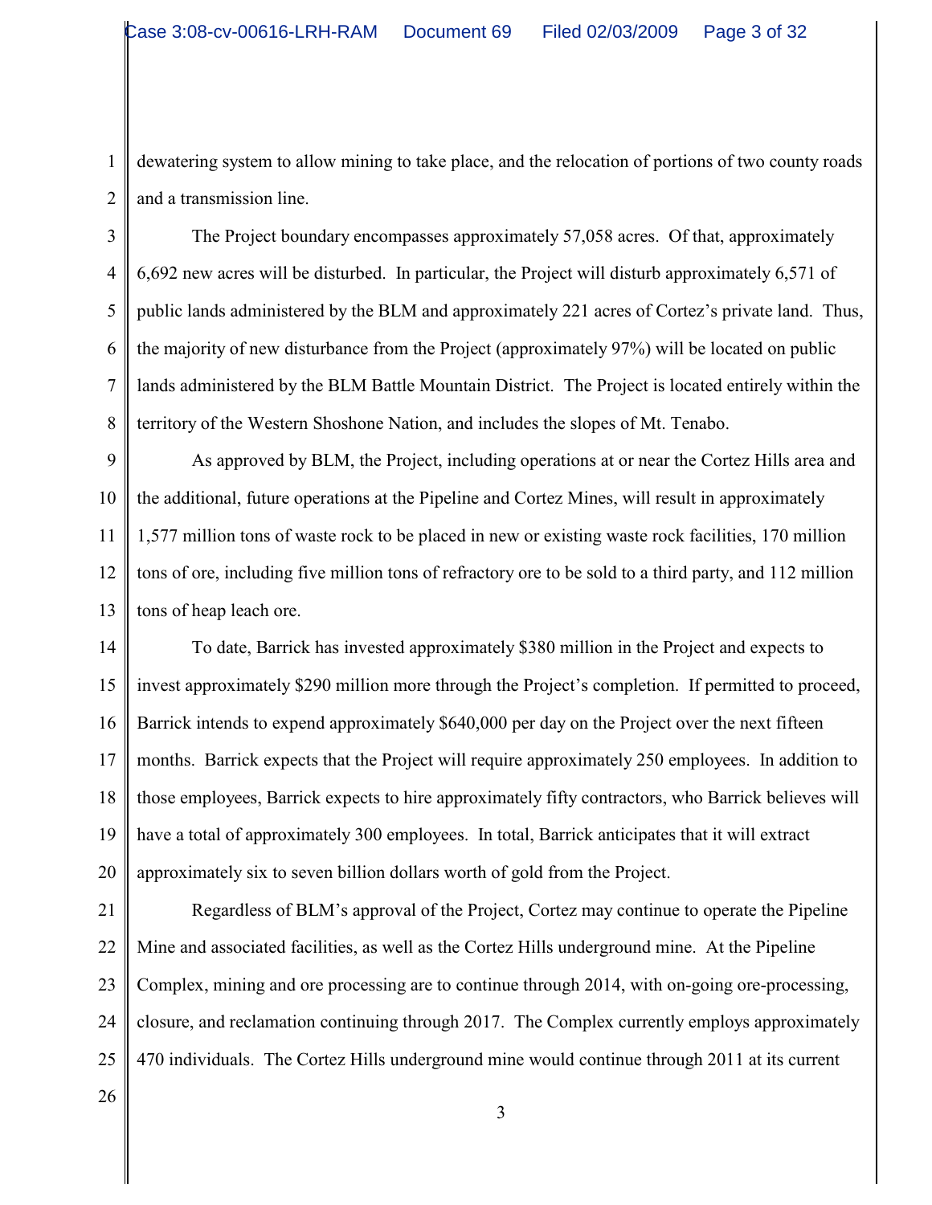dewatering system to allow mining to take place, and the relocation of portions of two county roads and a transmission line.

The Project boundary encompasses approximately 57,058 acres. Of that, approximately 6,692 new acres will be disturbed. In particular, the Project will disturb approximately 6,571 of public lands administered by the BLM and approximately 221 acres of Cortez's private land. Thus, the majority of new disturbance from the Project (approximately 97%) will be located on public lands administered by the BLM Battle Mountain District. The Project is located entirely within the territory of the Western Shoshone Nation, and includes the slopes of Mt. Tenabo.

As approved by BLM, the Project, including operations at or near the Cortez Hills area and the additional, future operations at the Pipeline and Cortez Mines, will result in approximately 1,577 million tons of waste rock to be placed in new or existing waste rock facilities, 170 million tons of ore, including five million tons of refractory ore to be sold to a third party, and 112 million tons of heap leach ore.

To date, Barrick has invested approximately $380 million in the Project and expects to invest approximately $290 million more through the Project's completion. If permitted to proceed, Barrick intends to expend approximately $640,000 per day on the Project over the next fifteen months. Barrick expects that the Project will require approximately 250 employees. In addition to those employees, Barrick expects to hire approximately fifty contractors, who Barrick believes will have a total of approximately 300 employees. In total, Barrick anticipates that it will extract approximately six to seven billion dollars worth of gold from the Project.

Regardless of BLM's approval of the Project, Cortez may continue to operate the Pipeline Mine and associated facilities, as well as the Cortez Hills underground mine. At the Pipeline Complex, mining and ore processing are to continue through 2014, with on-going ore-processing, closure, and reclamation continuing through 2017. The Complex currently employs approximately 470 individuals. The Cortez Hills underground mine would continue through 2011 at its current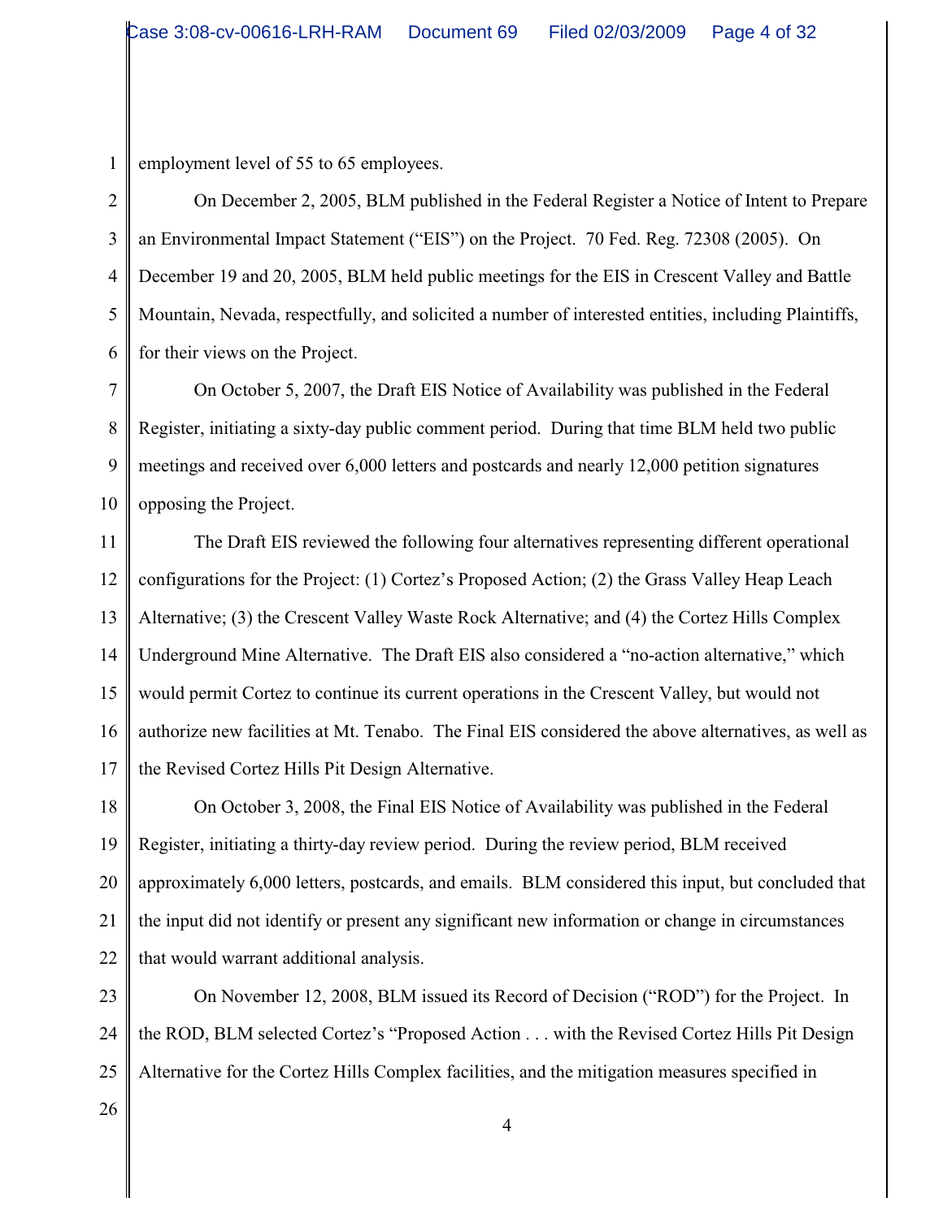employment level of 55 to 65 employees.

On December 2, 2005, BLM published in the Federal Register a Notice of Intent to Prepare an Environmental Impact Statement ("EIS") on the Project. 70 Fed. Reg. 72308 (2005). On December 19 and 20, 2005, BLM held public meetings for the EIS in Crescent Valley and Battle Mountain, Nevada, respectfully, and solicited a number of interested entities, including Plaintiffs, for their views on the Project.

On October 5, 2007, the Draft EIS Notice of Availability was published in the Federal Register, initiating a sixty-day public comment period. During that time BLM held two public meetings and received over 6,000 letters and postcards and nearly 12,000 petition signatures opposing the Project.

The Draft EIS reviewed the following four alternatives representing different operational configurations for the Project: (1) Cortez's Proposed Action; (2) the Grass Valley Heap Leach Alternative; (3) the Crescent Valley Waste Rock Alternative; and (4) the Cortez Hills Complex Underground Mine Alternative. The Draft EIS also considered a "no-action alternative," which would permit Cortez to continue its current operations in the Crescent Valley, but would not authorize new facilities at Mt. Tenabo. The Final EIS considered the above alternatives, as well as the Revised Cortez Hills Pit Design Alternative.

On October 3, 2008, the Final EIS Notice of Availability was published in the Federal Register, initiating a thirty-day review period. During the review period, BLM received approximately 6,000 letters, postcards, and emails. BLM considered this input, but concluded that the input did not identify or present any significant new information or change in circumstances that would warrant additional analysis.

On November 12, 2008, BLM issued its Record of Decision ("ROD") for the Project. In the ROD, BLM selected Cortez's "Proposed Action . . . with the Revised Cortez Hills Pit Design Alternative for the Cortez Hills Complex facilities, and the mitigation measures specified in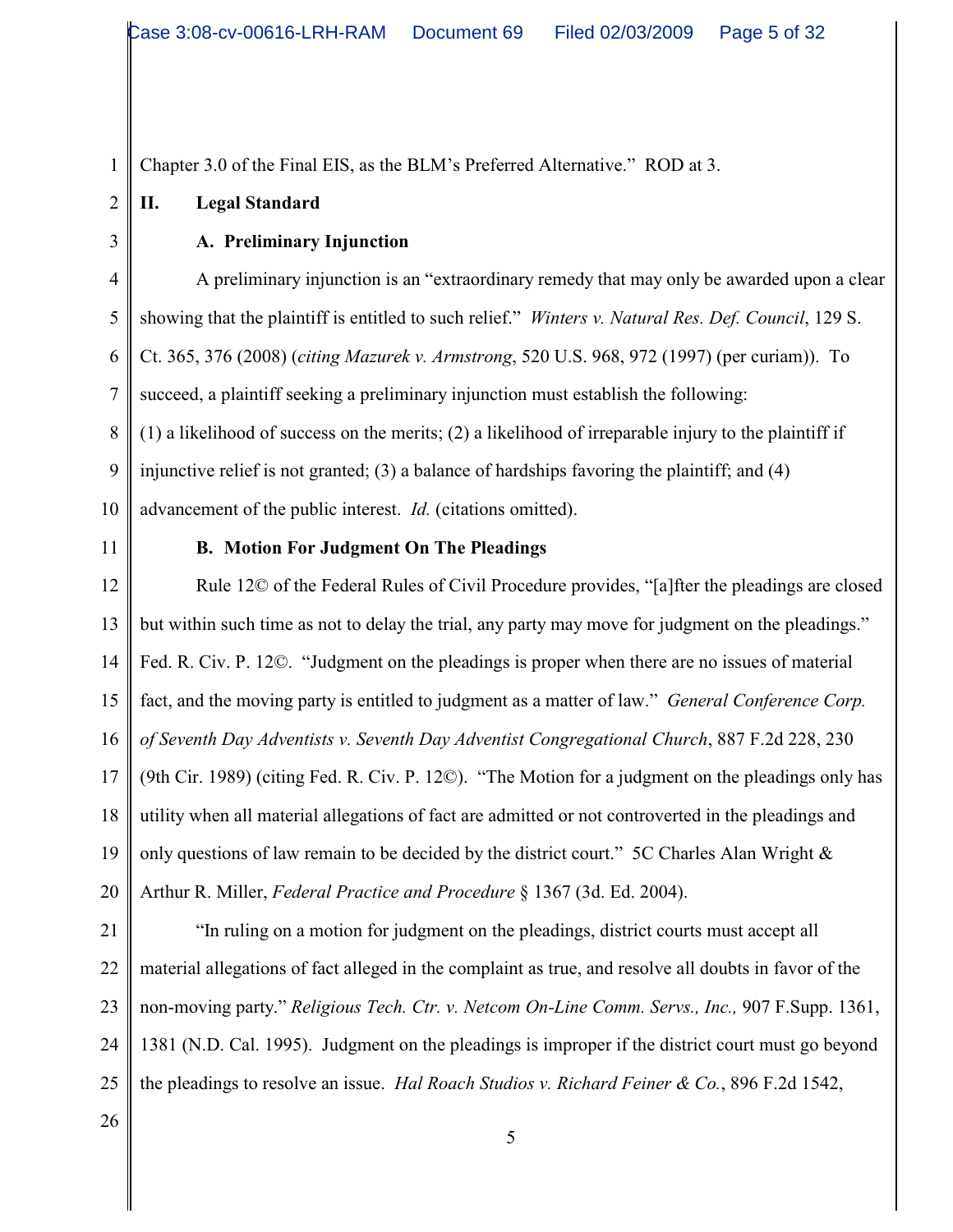Chapter 3.0 of the Final EIS, as the BLM's Preferred Alternative." ROD at 3.

## II. Legal Standard

### A. Preliminary Injunction

A preliminary injunction is an "extraordinary remedy that may only be awarded upon a clear showing that the plaintiff is entitled to such relief." *Winters v. Natural Res. Def. Council*, 129 S. Ct. 365, 376 (2008) (*citing Mazurek v. Armstrong*, 520 U.S. 968, 972 (1997) (per curiam)). To succeed, a plaintiff seeking a preliminary injunction must establish the following: (1) a likelihood of success on the merits; (2) a likelihood of irreparable injury to the plaintiff if injunctive relief is not granted; (3) a balance of hardships favoring the plaintiff; and (4) advancement of the public interest. *Id.* (citations omitted).

### B. Motion For Judgment On The Pleadings

Rule 12© of the Federal Rules of Civil Procedure provides, "[a]fter the pleadings are closed but within such time as not to delay the trial, any party may move for judgment on the pleadings." Fed. R. Civ. P. 12©. "Judgment on the pleadings is proper when there are no issues of material fact, and the moving party is entitled to judgment as a matter of law." *General Conference Corp. of Seventh Day Adventists v. Seventh Day Adventist Congregational Church*, 887 F.2d 228, 230 (9th Cir. 1989) (citing Fed. R. Civ. P. 12©). "The Motion for a judgment on the pleadings only has utility when all material allegations of fact are admitted or not controverted in the pleadings and only questions of law remain to be decided by the district court." 5C Charles Alan Wright & Arthur R. Miller, *Federal Practice and Procedure* § 1367 (3d. Ed. 2004).

"In ruling on a motion for judgment on the pleadings, district courts must accept all material allegations of fact alleged in the complaint as true, and resolve all doubts in favor of the non-moving party." *Religious Tech. Ctr. v. Netcom On-Line Comm. Servs., Inc.,* 907 F.Supp. 1361, 1381 (N.D. Cal. 1995). Judgment on the pleadings is improper if the district court must go beyond the pleadings to resolve an issue. *Hal Roach Studios v. Richard Feiner & Co.*, 896 F.2d 1542,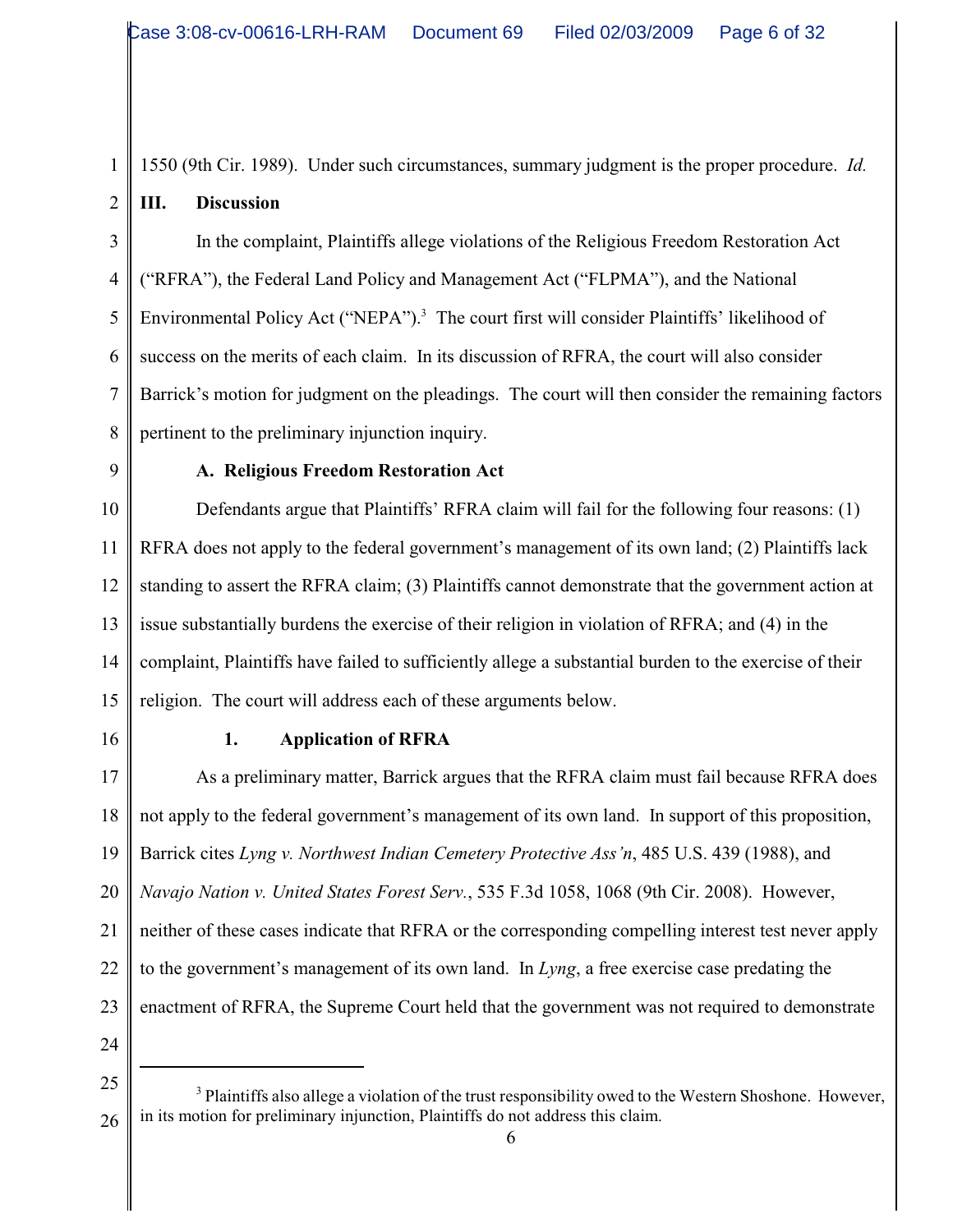1550 (9th Cir. 1989). Under such circumstances, summary judgment is the proper procedure. *Id.*

## III. Discussion

In the complaint, Plaintiffs allege violations of the Religious Freedom Restoration Act ("RFRA"), the Federal Land Policy and Management Act ("FLPMA"), and the National Environmental Policy Act ("NEPA").[3] The court first will consider Plaintiffs' likelihood of success on the merits of each claim. In its discussion of RFRA, the court will also consider Barrick's motion for judgment on the pleadings. The court will then consider the remaining factors pertinent to the preliminary injunction inquiry.

### A. Religious Freedom Restoration Act

Defendants argue that Plaintiffs' RFRA claim will fail for the following four reasons: (1) RFRA does not apply to the federal government's management of its own land; (2) Plaintiffs lack standing to assert the RFRA claim; (3) Plaintiffs cannot demonstrate that the government action at issue substantially burdens the exercise of their religion in violation of RFRA; and (4) in the complaint, Plaintiffs have failed to sufficiently allege a substantial burden to the exercise of their religion. The court will address each of these arguments below.

#### 1. Application of RFRA

As a preliminary matter, Barrick argues that the RFRA claim must fail because RFRA does not apply to the federal government's management of its own land. In support of this proposition, Barrick cites *Lyng v. Northwest Indian Cemetery Protective Ass'n*, 485 U.S. 439 (1988), and *Navajo Nation v. United States Forest Serv.*, 535 F.3d 1058, 1068 (9th Cir. 2008). However, neither of these cases indicate that RFRA or the corresponding compelling interest test never apply to the government's management of its own land. In *Lyng*, a free exercise case predating the enactment of RFRA, the Supreme Court held that the government was not required to demonstrate

---

[3] Plaintiffs also allege a violation of the trust responsibility owed to the Western Shoshone. However, in its motion for preliminary injunction, Plaintiffs do not address this claim.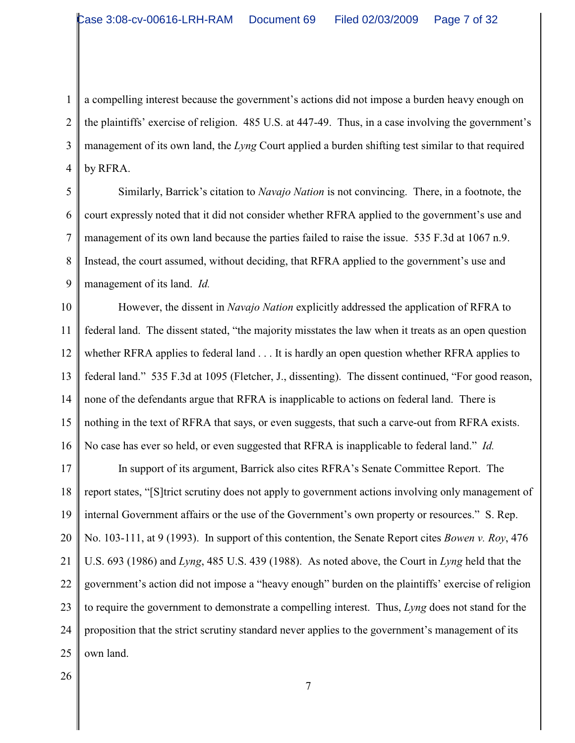a compelling interest because the government's actions did not impose a burden heavy enough on the plaintiffs' exercise of religion. 485 U.S. at 447-49. Thus, in a case involving the government's management of its own land, the *Lyng* Court applied a burden shifting test similar to that required by RFRA.

Similarly, Barrick's citation to *Navajo Nation* is not convincing. There, in a footnote, the court expressly noted that it did not consider whether RFRA applied to the government's use and management of its own land because the parties failed to raise the issue. 535 F.3d at 1067 n.9. Instead, the court assumed, without deciding, that RFRA applied to the government's use and management of its land. *Id.*

However, the dissent in *Navajo Nation* explicitly addressed the application of RFRA to federal land. The dissent stated, "the majority misstates the law when it treats as an open question whether RFRA applies to federal land . . . It is hardly an open question whether RFRA applies to federal land." 535 F.3d at 1095 (Fletcher, J., dissenting). The dissent continued, "For good reason, none of the defendants argue that RFRA is inapplicable to actions on federal land. There is nothing in the text of RFRA that says, or even suggests, that such a carve-out from RFRA exists. No case has ever so held, or even suggested that RFRA is inapplicable to federal land." *Id.*

In support of its argument, Barrick also cites RFRA's Senate Committee Report. The report states, "[S]trict scrutiny does not apply to government actions involving only management of internal Government affairs or the use of the Government's own property or resources." S. Rep. No. 103-111, at 9 (1993). In support of this contention, the Senate Report cites *Bowen v. Roy*, 476 U.S. 693 (1986) and *Lyng*, 485 U.S. 439 (1988). As noted above, the Court in *Lyng* held that the government's action did not impose a "heavy enough" burden on the plaintiffs' exercise of religion to require the government to demonstrate a compelling interest. Thus, *Lyng* does not stand for the proposition that the strict scrutiny standard never applies to the government's management of its own land.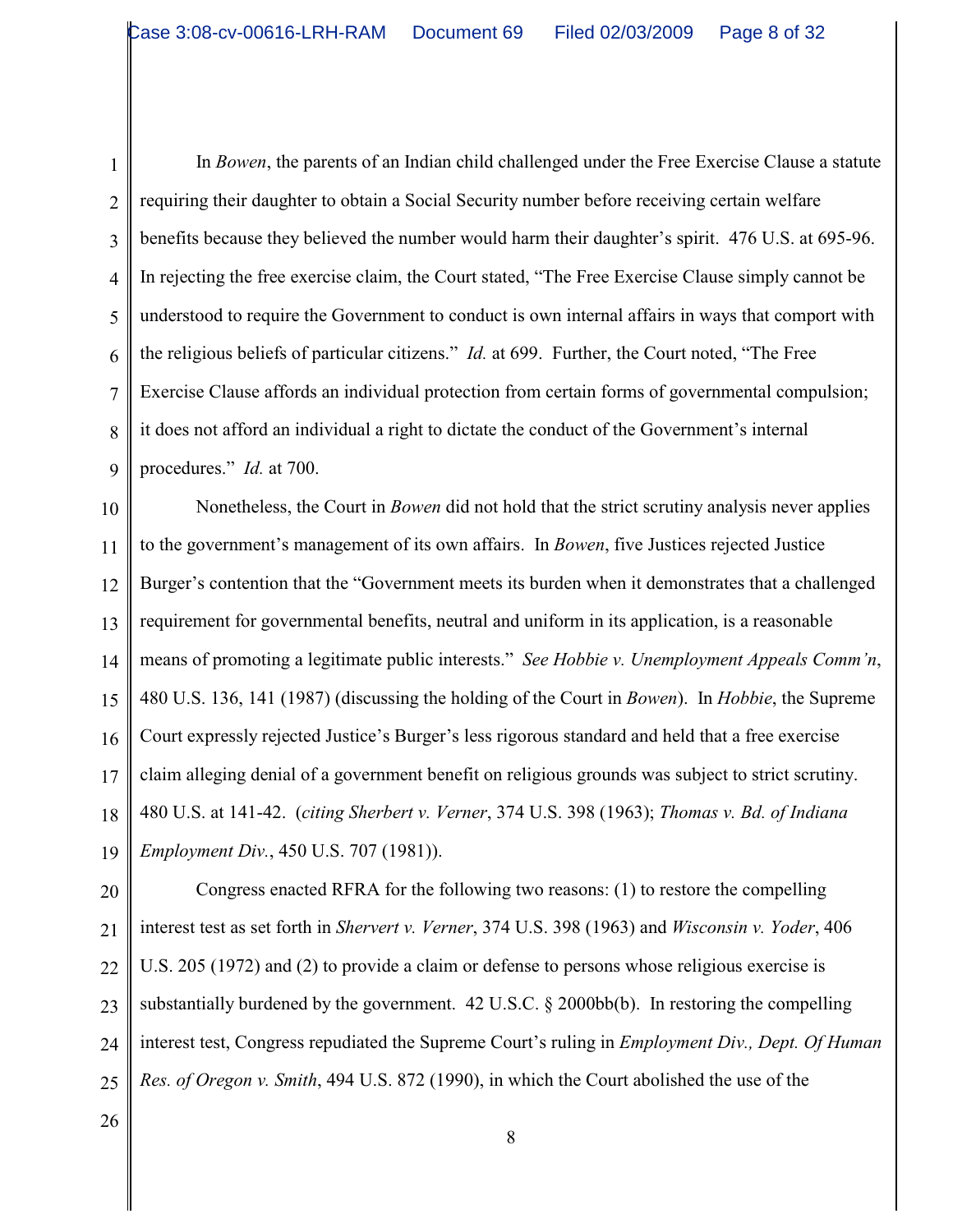In *Bowen*, the parents of an Indian child challenged under the Free Exercise Clause a statute requiring their daughter to obtain a Social Security number before receiving certain welfare benefits because they believed the number would harm their daughter's spirit. 476 U.S. at 695-96. In rejecting the free exercise claim, the Court stated, "The Free Exercise Clause simply cannot be understood to require the Government to conduct is own internal affairs in ways that comport with the religious beliefs of particular citizens." *Id.* at 699. Further, the Court noted, "The Free Exercise Clause affords an individual protection from certain forms of governmental compulsion; it does not afford an individual a right to dictate the conduct of the Government's internal procedures." *Id.* at 700.

Nonetheless, the Court in *Bowen* did not hold that the strict scrutiny analysis never applies to the government's management of its own affairs. In *Bowen*, five Justices rejected Justice Burger's contention that the "Government meets its burden when it demonstrates that a challenged requirement for governmental benefits, neutral and uniform in its application, is a reasonable means of promoting a legitimate public interests." *See Hobbie v. Unemployment Appeals Comm'n*, 480 U.S. 136, 141 (1987) (discussing the holding of the Court in *Bowen*). In *Hobbie*, the Supreme Court expressly rejected Justice's Burger's less rigorous standard and held that a free exercise claim alleging denial of a government benefit on religious grounds was subject to strict scrutiny. 480 U.S. at 141-42. (*citing Sherbert v. Verner*, 374 U.S. 398 (1963); *Thomas v. Bd. of Indiana Employment Div.*, 450 U.S. 707 (1981)).

Congress enacted RFRA for the following two reasons: (1) to restore the compelling interest test as set forth in *Shervert v. Verner*, 374 U.S. 398 (1963) and *Wisconsin v. Yoder*, 406 U.S. 205 (1972) and (2) to provide a claim or defense to persons whose religious exercise is substantially burdened by the government. 42 U.S.C. § 2000bb(b). In restoring the compelling interest test, Congress repudiated the Supreme Court's ruling in *Employment Div., Dept. Of Human Res. of Oregon v. Smith*, 494 U.S. 872 (1990), in which the Court abolished the use of the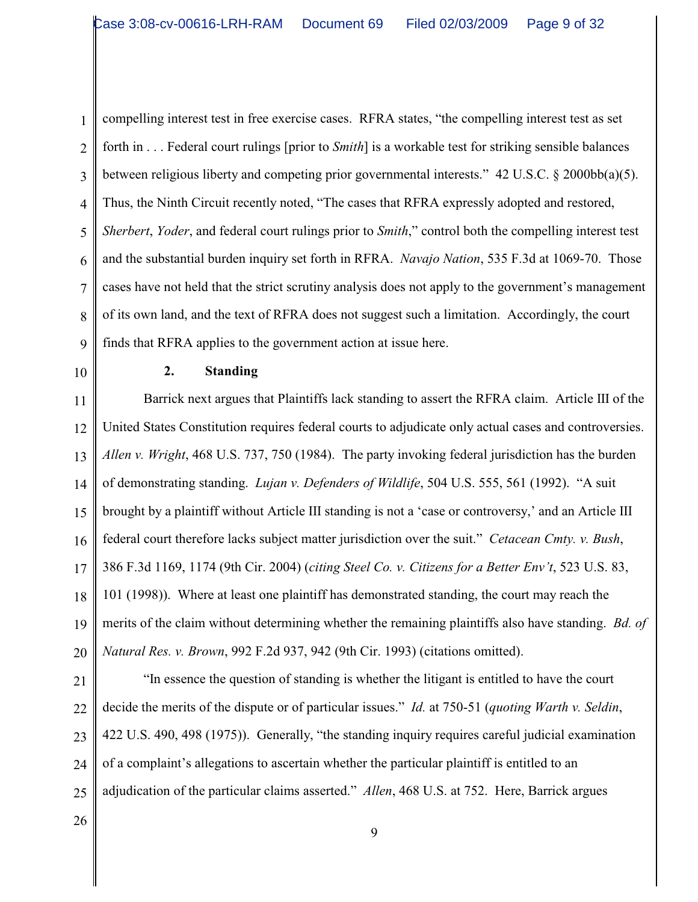compelling interest test in free exercise cases. RFRA states, "the compelling interest test as set forth in . . . Federal court rulings [prior to *Smith*] is a workable test for striking sensible balances between religious liberty and competing prior governmental interests." 42 U.S.C. § 2000bb(a)(5). Thus, the Ninth Circuit recently noted, "The cases that RFRA expressly adopted and restored, *Sherbert*, *Yoder*, and federal court rulings prior to *Smith*," control both the compelling interest test and the substantial burden inquiry set forth in RFRA. *Navajo Nation*, 535 F.3d at 1069-70. Those cases have not held that the strict scrutiny analysis does not apply to the government's management of its own land, and the text of RFRA does not suggest such a limitation. Accordingly, the court finds that RFRA applies to the government action at issue here.

**2. Standing**

Barrick next argues that Plaintiffs lack standing to assert the RFRA claim. Article III of the United States Constitution requires federal courts to adjudicate only actual cases and controversies. *Allen v. Wright*, 468 U.S. 737, 750 (1984). The party invoking federal jurisdiction has the burden of demonstrating standing. *Lujan v. Defenders of Wildlife*, 504 U.S. 555, 561 (1992). "A suit brought by a plaintiff without Article III standing is not a 'case or controversy,' and an Article III federal court therefore lacks subject matter jurisdiction over the suit." *Cetacean Cmty. v. Bush*, 386 F.3d 1169, 1174 (9th Cir. 2004) (*citing Steel Co. v. Citizens for a Better Env't*, 523 U.S. 83, 101 (1998)). Where at least one plaintiff has demonstrated standing, the court may reach the merits of the claim without determining whether the remaining plaintiffs also have standing. *Bd. of Natural Res. v. Brown*, 992 F.2d 937, 942 (9th Cir. 1993) (citations omitted).

"In essence the question of standing is whether the litigant is entitled to have the court decide the merits of the dispute or of particular issues." *Id.* at 750-51 (*quoting Warth v. Seldin*, 422 U.S. 490, 498 (1975)). Generally, "the standing inquiry requires careful judicial examination of a complaint's allegations to ascertain whether the particular plaintiff is entitled to an adjudication of the particular claims asserted." *Allen*, 468 U.S. at 752. Here, Barrick argues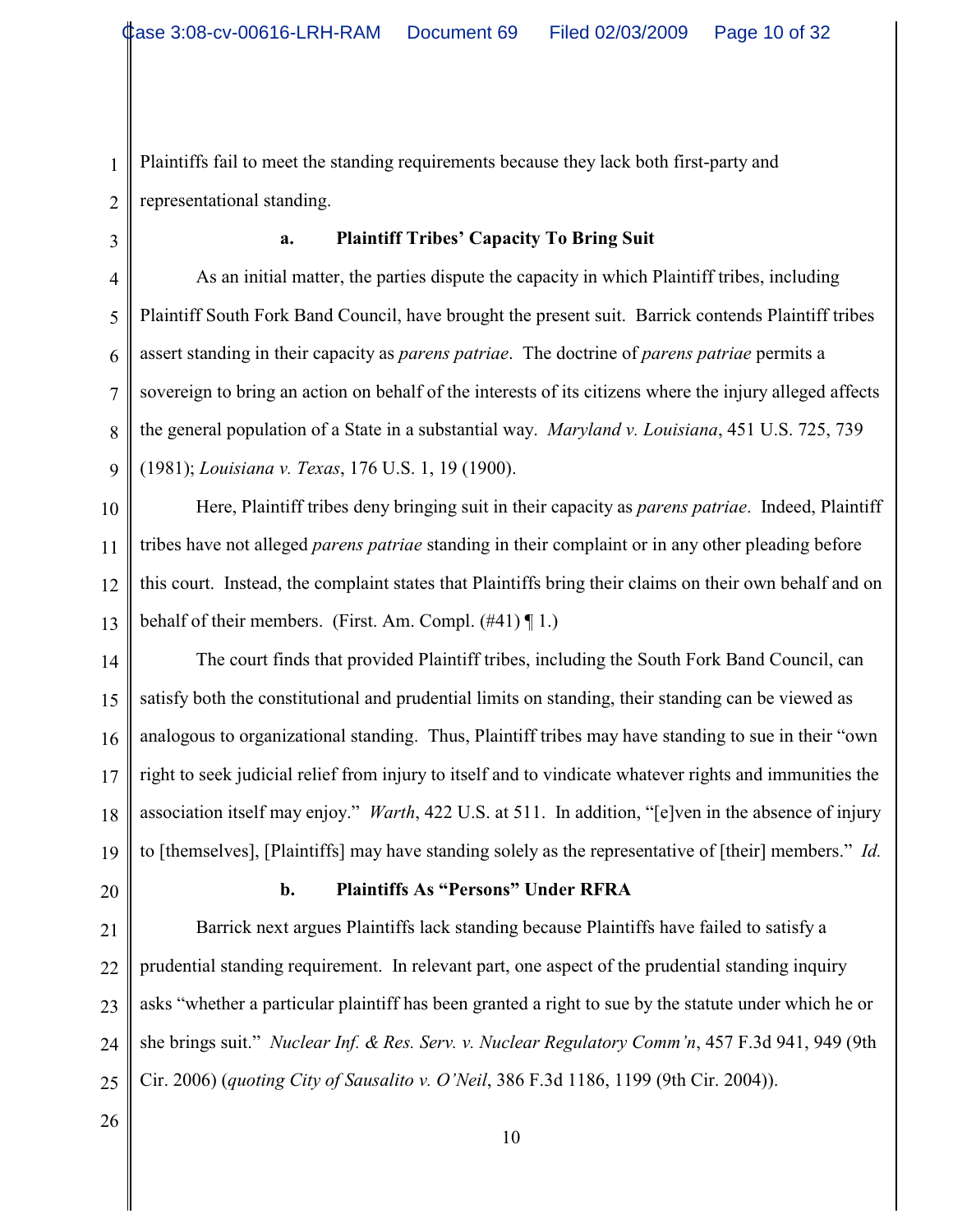Plaintiffs fail to meet the standing requirements because they lack both first-party and representational standing.

### a. Plaintiff Tribes' Capacity To Bring Suit

As an initial matter, the parties dispute the capacity in which Plaintiff tribes, including Plaintiff South Fork Band Council, have brought the present suit. Barrick contends Plaintiff tribes assert standing in their capacity as *parens patriae*. The doctrine of *parens patriae* permits a sovereign to bring an action on behalf of the interests of its citizens where the injury alleged affects the general population of a State in a substantial way. *Maryland v. Louisiana*, 451 U.S. 725, 739 (1981); *Louisiana v. Texas*, 176 U.S. 1, 19 (1900).

Here, Plaintiff tribes deny bringing suit in their capacity as *parens patriae*. Indeed, Plaintiff tribes have not alleged *parens patriae* standing in their complaint or in any other pleading before this court. Instead, the complaint states that Plaintiffs bring their claims on their own behalf and on behalf of their members. (First. Am. Compl. (#41) ¶ 1.)

The court finds that provided Plaintiff tribes, including the South Fork Band Council, can satisfy both the constitutional and prudential limits on standing, their standing can be viewed as analogous to organizational standing. Thus, Plaintiff tribes may have standing to sue in their "own right to seek judicial relief from injury to itself and to vindicate whatever rights and immunities the association itself may enjoy." *Warth*, 422 U.S. at 511. In addition, "[e]ven in the absence of injury to [themselves], [Plaintiffs] may have standing solely as the representative of [their] members." *Id.*

### b. Plaintiffs As "Persons" Under RFRA

Barrick next argues Plaintiffs lack standing because Plaintiffs have failed to satisfy a prudential standing requirement. In relevant part, one aspect of the prudential standing inquiry asks "whether a particular plaintiff has been granted a right to sue by the statute under which he or she brings suit." *Nuclear Inf. & Res. Serv. v. Nuclear Regulatory Comm'n*, 457 F.3d 941, 949 (9th Cir. 2006) (*quoting City of Sausalito v. O'Neil*, 386 F.3d 1186, 1199 (9th Cir. 2004)).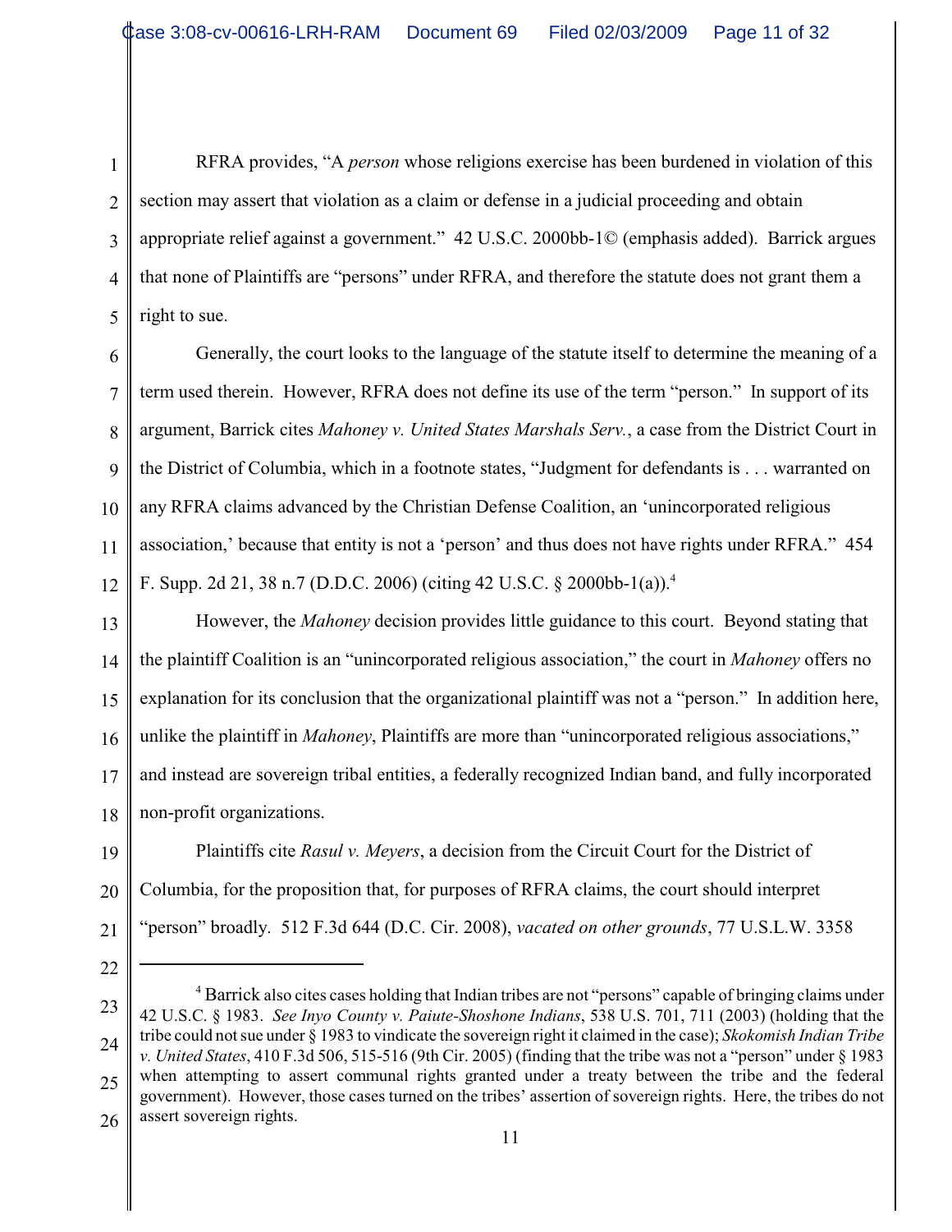RFRA provides, "A *person* whose religions exercise has been burdened in violation of this section may assert that violation as a claim or defense in a judicial proceeding and obtain appropriate relief against a government." 42 U.S.C. 2000bb-1© (emphasis added). Barrick argues that none of Plaintiffs are "persons" under RFRA, and therefore the statute does not grant them a right to sue.

Generally, the court looks to the language of the statute itself to determine the meaning of a term used therein. However, RFRA does not define its use of the term "person." In support of its argument, Barrick cites *Mahoney v. United States Marshals Serv.*, a case from the District Court in the District of Columbia, which in a footnote states, "Judgment for defendants is . . . warranted on any RFRA claims advanced by the Christian Defense Coalition, an 'unincorporated religious association,' because that entity is not a 'person' and thus does not have rights under RFRA." 454 F. Supp. 2d 21, 38 n.7 (D.D.C. 2006) (citing 42 U.S.C. § 2000bb-1(a)).[4]

However, the *Mahoney* decision provides little guidance to this court. Beyond stating that the plaintiff Coalition is an "unincorporated religious association," the court in *Mahoney* offers no explanation for its conclusion that the organizational plaintiff was not a "person." In addition here, unlike the plaintiff in *Mahoney*, Plaintiffs are more than "unincorporated religious associations," and instead are sovereign tribal entities, a federally recognized Indian band, and fully incorporated non-profit organizations.

Plaintiffs cite *Rasul v. Meyers*, a decision from the Circuit Court for the District of Columbia, for the proposition that, for purposes of RFRA claims, the court should interpret "person" broadly. 512 F.3d 644 (D.C. Cir. 2008), *vacated on other grounds*, 77 U.S.L.W. 3358

---

[4] Barrick also cites cases holding that Indian tribes are not "persons" capable of bringing claims under 42 U.S.C. § 1983. *See Inyo County v. Paiute-Shoshone Indians*, 538 U.S. 701, 711 (2003) (holding that the tribe could not sue under § 1983 to vindicate the sovereign right it claimed in the case); *Skokomish Indian Tribe v. United States*, 410 F.3d 506, 515-516 (9th Cir. 2005) (finding that the tribe was not a "person" under § 1983 when attempting to assert communal rights granted under a treaty between the tribe and the federal government). However, those cases turned on the tribes' assertion of sovereign rights. Here, the tribes do not assert sovereign rights.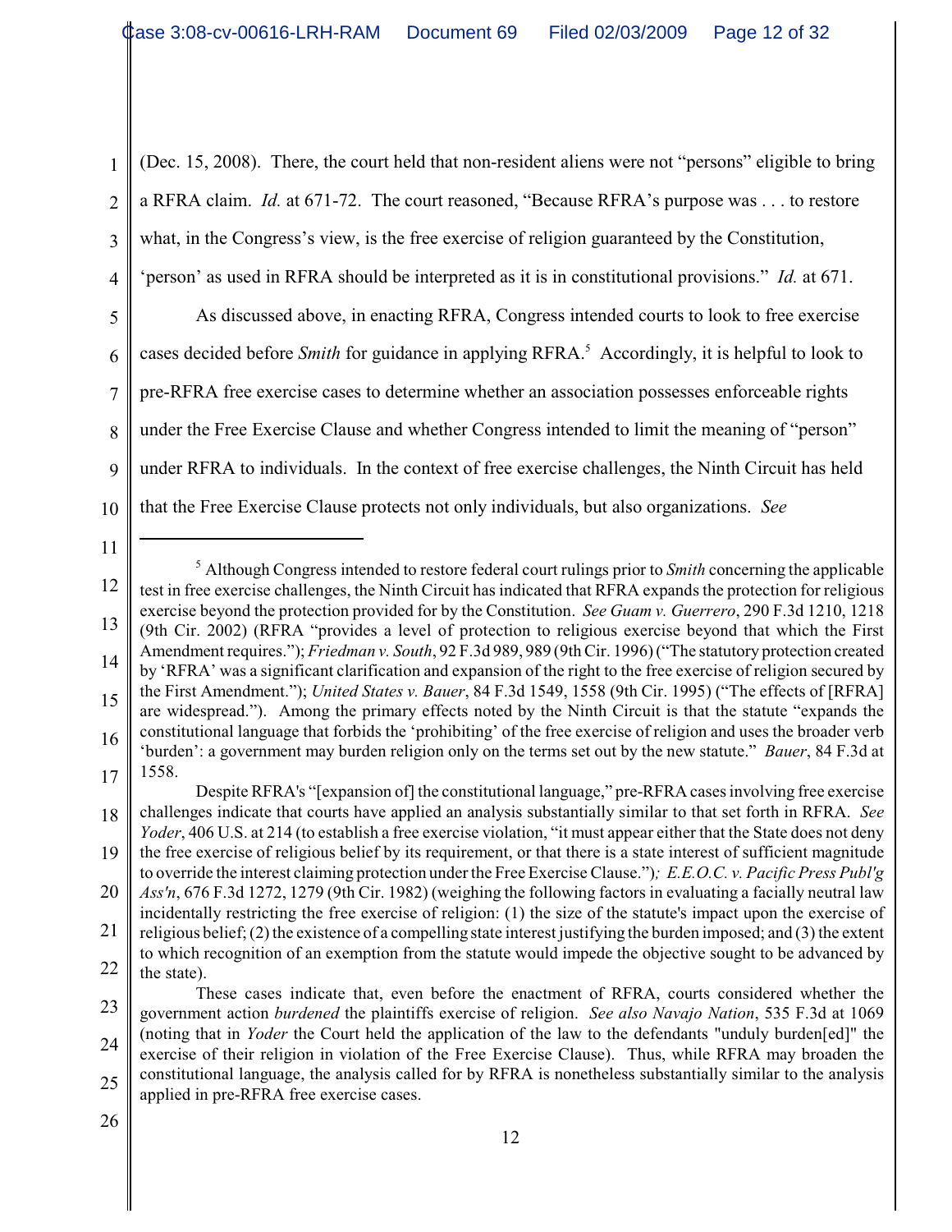(Dec. 15, 2008). There, the court held that non-resident aliens were not "persons" eligible to bring a RFRA claim. *Id.* at 671-72. The court reasoned, "Because RFRA's purpose was . . . to restore what, in the Congress's view, is the free exercise of religion guaranteed by the Constitution, 'person' as used in RFRA should be interpreted as it is in constitutional provisions." *Id.* at 671.

As discussed above, in enacting RFRA, Congress intended courts to look to free exercise cases decided before *Smith* for guidance in applying RFRA.[5] Accordingly, it is helpful to look to pre-RFRA free exercise cases to determine whether an association possesses enforceable rights under the Free Exercise Clause and whether Congress intended to limit the meaning of "person" under RFRA to individuals. In the context of free exercise challenges, the Ninth Circuit has held that the Free Exercise Clause protects not only individuals, but also organizations. *See*

---

[5] Although Congress intended to restore federal court rulings prior to *Smith* concerning the applicable test in free exercise challenges, the Ninth Circuit has indicated that RFRA expands the protection for religious exercise beyond the protection provided for by the Constitution. *See Guam v. Guerrero*, 290 F.3d 1210, 1218 (9th Cir. 2002) (RFRA "provides a level of protection to religious exercise beyond that which the First Amendment requires."); *Friedman v. South*, 92 F.3d 989, 989 (9th Cir. 1996) ("The statutory protection created by 'RFRA' was a significant clarification and expansion of the right to the free exercise of religion secured by the First Amendment."); *United States v. Bauer*, 84 F.3d 1549, 1558 (9th Cir. 1995) ("The effects of [RFRA] are widespread."). Among the primary effects noted by the Ninth Circuit is that the statute "expands the constitutional language that forbids the 'prohibiting' of the free exercise of religion and uses the broader verb 'burden': a government may burden religion only on the terms set out by the new statute." *Bauer*, 84 F.3d at 1558.

Despite RFRA's "[expansion of] the constitutional language," pre-RFRA cases involving free exercise challenges indicate that courts have applied an analysis substantially similar to that set forth in RFRA. *See Yoder*, 406 U.S. at 214 (to establish a free exercise violation, "it must appear either that the State does not deny the free exercise of religious belief by its requirement, or that there is a state interest of sufficient magnitude to override the interest claiming protection under the Free Exercise Clause."); *E.E.O.C. v. Pacific Press Publ'g Ass'n*, 676 F.3d 1272, 1279 (9th Cir. 1982) (weighing the following factors in evaluating a facially neutral law incidentally restricting the free exercise of religion: (1) the size of the statute's impact upon the exercise of religious belief; (2) the existence of a compelling state interest justifying the burden imposed; and (3) the extent to which recognition of an exemption from the statute would impede the objective sought to be advanced by the state).

These cases indicate that, even before the enactment of RFRA, courts considered whether the government action *burdened* the plaintiffs exercise of religion. *See also Navajo Nation*, 535 F.3d at 1069 (noting that in *Yoder* the Court held the application of the law to the defendants "unduly burden[ed]" the exercise of their religion in violation of the Free Exercise Clause). Thus, while RFRA may broaden the constitutional language, the analysis called for by RFRA is nonetheless substantially similar to the analysis applied in pre-RFRA free exercise cases.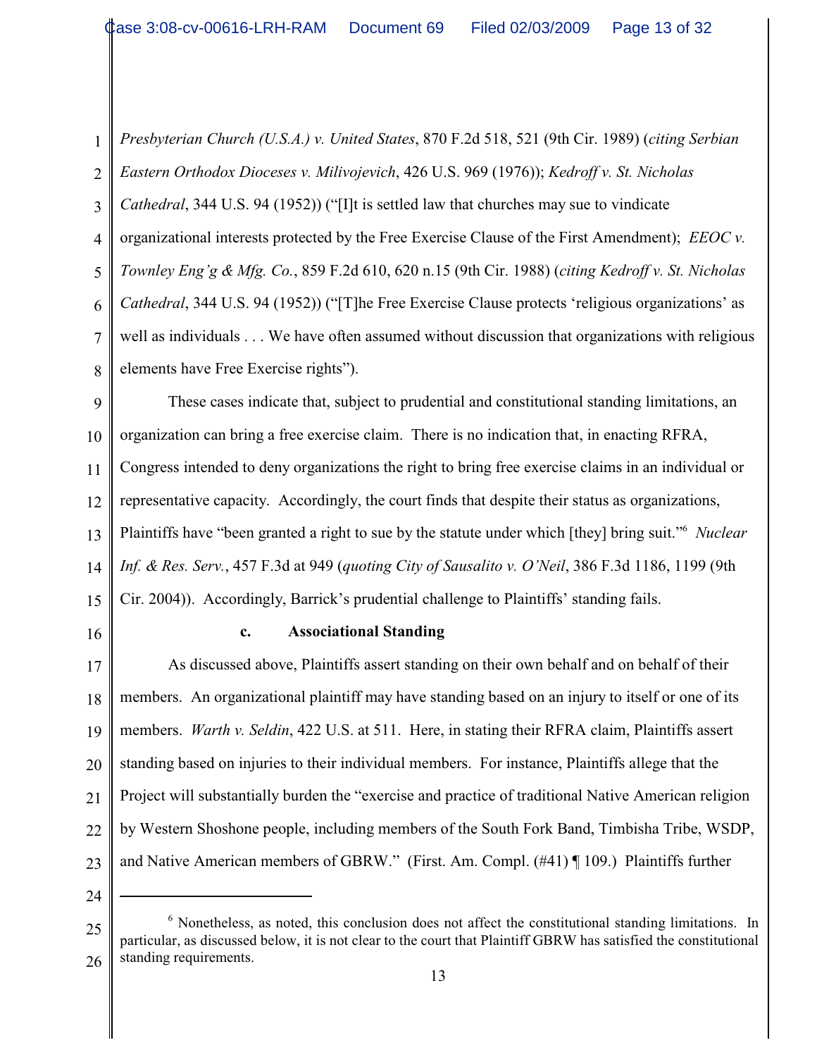*Presbyterian Church (U.S.A.) v. United States*, 870 F.2d 518, 521 (9th Cir. 1989) (*citing Serbian Eastern Orthodox Dioceses v. Milivojevich*, 426 U.S. 969 (1976)); *Kedroff v. St. Nicholas Cathedral*, 344 U.S. 94 (1952)) ("[I]t is settled law that churches may sue to vindicate organizational interests protected by the Free Exercise Clause of the First Amendment); *EEOC v. Townley Eng'g & Mfg. Co.*, 859 F.2d 610, 620 n.15 (9th Cir. 1988) (*citing Kedroff v. St. Nicholas Cathedral*, 344 U.S. 94 (1952)) ("[T]he Free Exercise Clause protects 'religious organizations' as well as individuals . . . We have often assumed without discussion that organizations with religious elements have Free Exercise rights").

These cases indicate that, subject to prudential and constitutional standing limitations, an organization can bring a free exercise claim. There is no indication that, in enacting RFRA, Congress intended to deny organizations the right to bring free exercise claims in an individual or representative capacity. Accordingly, the court finds that despite their status as organizations, Plaintiffs have "been granted a right to sue by the statute under which [they] bring suit."[6] *Nuclear Inf. & Res. Serv.*, 457 F.3d at 949 (*quoting City of Sausalito v. O'Neil*, 386 F.3d 1186, 1199 (9th Cir. 2004)). Accordingly, Barrick's prudential challenge to Plaintiffs' standing fails.

**c. Associational Standing**

As discussed above, Plaintiffs assert standing on their own behalf and on behalf of their members. An organizational plaintiff may have standing based on an injury to itself or one of its members. *Warth v. Seldin*, 422 U.S. at 511. Here, in stating their RFRA claim, Plaintiffs assert standing based on injuries to their individual members. For instance, Plaintiffs allege that the Project will substantially burden the "exercise and practice of traditional Native American religion by Western Shoshone people, including members of the South Fork Band, Timbisha Tribe, WSDP, and Native American members of GBRW." (First. Am. Compl. (#41) ¶ 109.) Plaintiffs further

---

[6] Nonetheless, as noted, this conclusion does not affect the constitutional standing limitations. In particular, as discussed below, it is not clear to the court that Plaintiff GBRW has satisfied the constitutional standing requirements.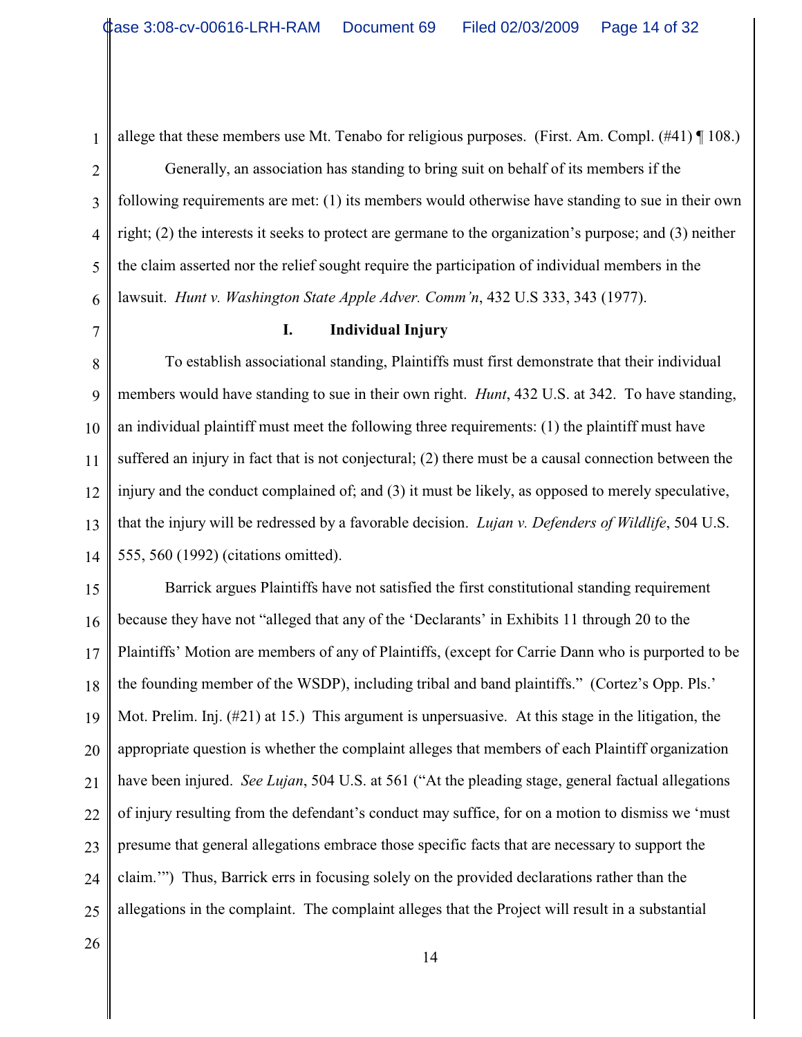allege that these members use Mt. Tenabo for religious purposes. (First. Am. Compl. (#41) ¶ 108.)

Generally, an association has standing to bring suit on behalf of its members if the following requirements are met: (1) its members would otherwise have standing to sue in their own right; (2) the interests it seeks to protect are germane to the organization's purpose; and (3) neither the claim asserted nor the relief sought require the participation of individual members in the lawsuit. *Hunt v. Washington State Apple Adver. Comm'n*, 432 U.S 333, 343 (1977).

### I. Individual Injury

To establish associational standing, Plaintiffs must first demonstrate that their individual members would have standing to sue in their own right. *Hunt*, 432 U.S. at 342. To have standing, an individual plaintiff must meet the following three requirements: (1) the plaintiff must have suffered an injury in fact that is not conjectural; (2) there must be a causal connection between the injury and the conduct complained of; and (3) it must be likely, as opposed to merely speculative, that the injury will be redressed by a favorable decision. *Lujan v. Defenders of Wildlife*, 504 U.S. 555, 560 (1992) (citations omitted).

Barrick argues Plaintiffs have not satisfied the first constitutional standing requirement because they have not "alleged that any of the 'Declarants' in Exhibits 11 through 20 to the Plaintiffs' Motion are members of any of Plaintiffs, (except for Carrie Dann who is purported to be the founding member of the WSDP), including tribal and band plaintiffs." (Cortez's Opp. Pls.' Mot. Prelim. Inj. (#21) at 15.) This argument is unpersuasive. At this stage in the litigation, the appropriate question is whether the complaint alleges that members of each Plaintiff organization have been injured. *See Lujan*, 504 U.S. at 561 ("At the pleading stage, general factual allegations of injury resulting from the defendant's conduct may suffice, for on a motion to dismiss we 'must presume that general allegations embrace those specific facts that are necessary to support the claim.'") Thus, Barrick errs in focusing solely on the provided declarations rather than the allegations in the complaint. The complaint alleges that the Project will result in a substantial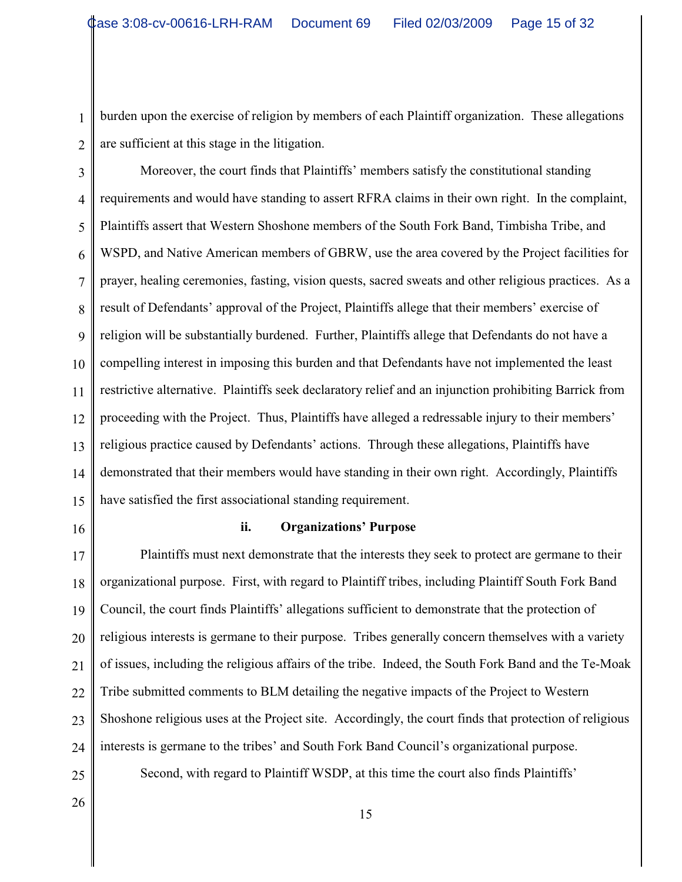burden upon the exercise of religion by members of each Plaintiff organization. These allegations are sufficient at this stage in the litigation.

Moreover, the court finds that Plaintiffs' members satisfy the constitutional standing requirements and would have standing to assert RFRA claims in their own right. In the complaint, Plaintiffs assert that Western Shoshone members of the South Fork Band, Timbisha Tribe, and WSPD, and Native American members of GBRW, use the area covered by the Project facilities for prayer, healing ceremonies, fasting, vision quests, sacred sweats and other religious practices. As a result of Defendants' approval of the Project, Plaintiffs allege that their members' exercise of religion will be substantially burdened. Further, Plaintiffs allege that Defendants do not have a compelling interest in imposing this burden and that Defendants have not implemented the least restrictive alternative. Plaintiffs seek declaratory relief and an injunction prohibiting Barrick from proceeding with the Project. Thus, Plaintiffs have alleged a redressable injury to their members' religious practice caused by Defendants' actions. Through these allegations, Plaintiffs have demonstrated that their members would have standing in their own right. Accordingly, Plaintiffs have satisfied the first associational standing requirement.

**ii. Organizations' Purpose**

Plaintiffs must next demonstrate that the interests they seek to protect are germane to their organizational purpose. First, with regard to Plaintiff tribes, including Plaintiff South Fork Band Council, the court finds Plaintiffs' allegations sufficient to demonstrate that the protection of religious interests is germane to their purpose. Tribes generally concern themselves with a variety of issues, including the religious affairs of the tribe. Indeed, the South Fork Band and the Te-Moak Tribe submitted comments to BLM detailing the negative impacts of the Project to Western Shoshone religious uses at the Project site. Accordingly, the court finds that protection of religious interests is germane to the tribes' and South Fork Band Council's organizational purpose.

Second, with regard to Plaintiff WSDP, at this time the court also finds Plaintiffs'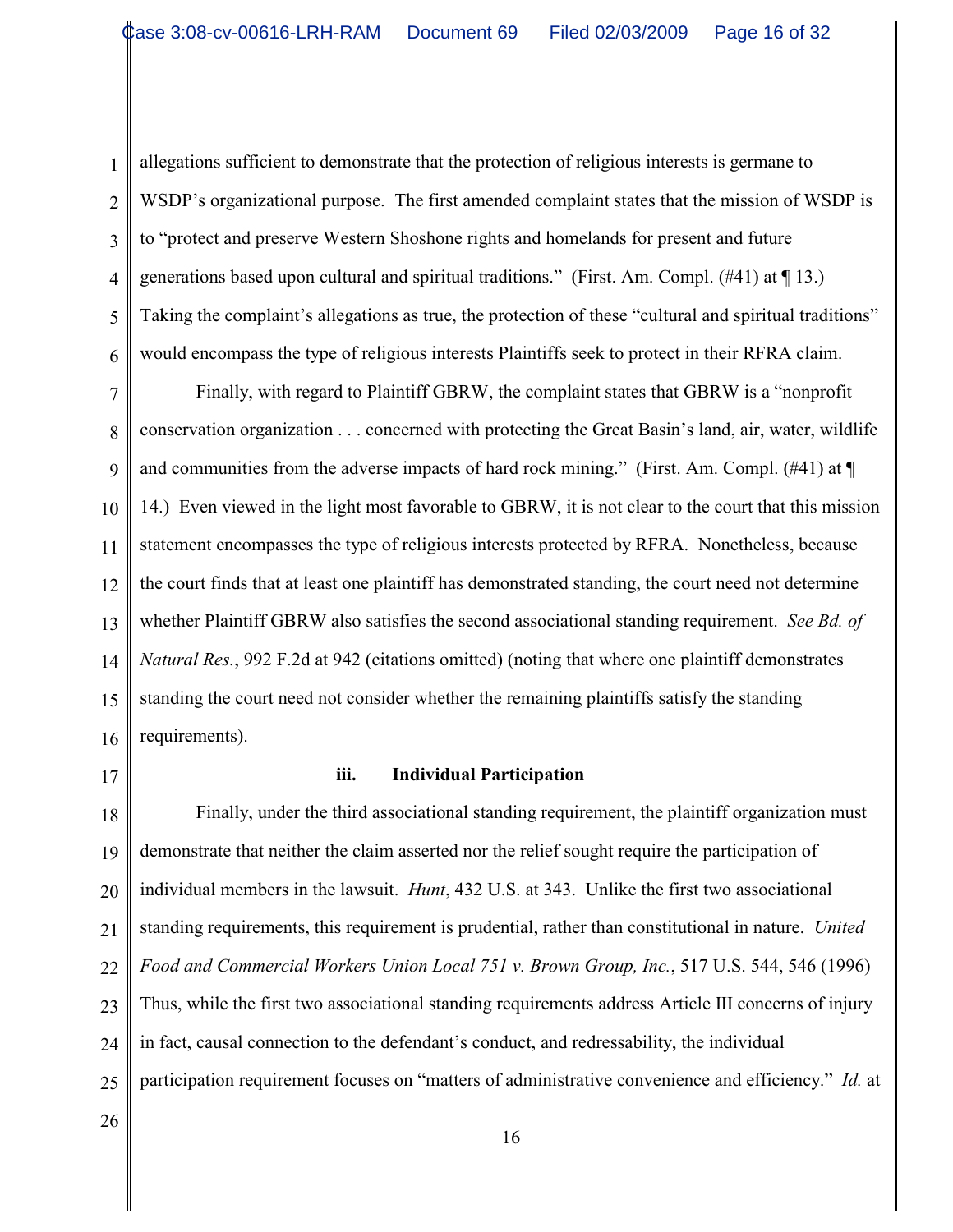allegations sufficient to demonstrate that the protection of religious interests is germane to WSDP's organizational purpose. The first amended complaint states that the mission of WSDP is to "protect and preserve Western Shoshone rights and homelands for present and future generations based upon cultural and spiritual traditions." (First. Am. Compl. (#41) at ¶ 13.) Taking the complaint's allegations as true, the protection of these "cultural and spiritual traditions" would encompass the type of religious interests Plaintiffs seek to protect in their RFRA claim.

Finally, with regard to Plaintiff GBRW, the complaint states that GBRW is a "nonprofit conservation organization . . . concerned with protecting the Great Basin's land, air, water, wildlife and communities from the adverse impacts of hard rock mining." (First. Am. Compl. (#41) at ¶ 14.) Even viewed in the light most favorable to GBRW, it is not clear to the court that this mission statement encompasses the type of religious interests protected by RFRA. Nonetheless, because the court finds that at least one plaintiff has demonstrated standing, the court need not determine whether Plaintiff GBRW also satisfies the second associational standing requirement. *See Bd. of Natural Res.*, 992 F.2d at 942 (citations omitted) (noting that where one plaintiff demonstrates standing the court need not consider whether the remaining plaintiffs satisfy the standing requirements).

### iii. Individual Participation

Finally, under the third associational standing requirement, the plaintiff organization must demonstrate that neither the claim asserted nor the relief sought require the participation of individual members in the lawsuit. *Hunt*, 432 U.S. at 343. Unlike the first two associational standing requirements, this requirement is prudential, rather than constitutional in nature. *United Food and Commercial Workers Union Local 751 v. Brown Group, Inc.*, 517 U.S. 544, 546 (1996) Thus, while the first two associational standing requirements address Article III concerns of injury in fact, causal connection to the defendant's conduct, and redressability, the individual participation requirement focuses on "matters of administrative convenience and efficiency." *Id.* at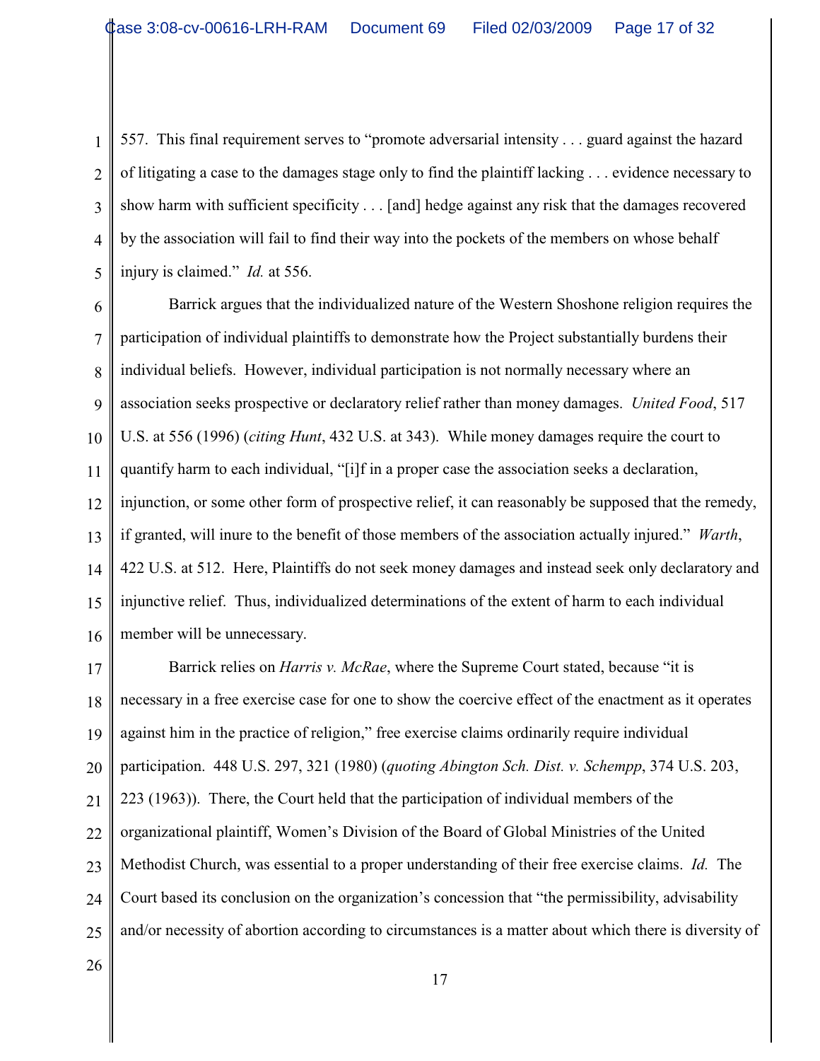557. This final requirement serves to "promote adversarial intensity . . . guard against the hazard of litigating a case to the damages stage only to find the plaintiff lacking . . . evidence necessary to show harm with sufficient specificity . . . [and] hedge against any risk that the damages recovered by the association will fail to find their way into the pockets of the members on whose behalf injury is claimed." *Id.* at 556.

Barrick argues that the individualized nature of the Western Shoshone religion requires the participation of individual plaintiffs to demonstrate how the Project substantially burdens their individual beliefs. However, individual participation is not normally necessary where an association seeks prospective or declaratory relief rather than money damages. *United Food*, 517 U.S. at 556 (1996) (*citing Hunt*, 432 U.S. at 343). While money damages require the court to quantify harm to each individual, "[i]f in a proper case the association seeks a declaration, injunction, or some other form of prospective relief, it can reasonably be supposed that the remedy, if granted, will inure to the benefit of those members of the association actually injured." *Warth*, 422 U.S. at 512. Here, Plaintiffs do not seek money damages and instead seek only declaratory and injunctive relief. Thus, individualized determinations of the extent of harm to each individual member will be unnecessary.

Barrick relies on *Harris v. McRae*, where the Supreme Court stated, because "it is necessary in a free exercise case for one to show the coercive effect of the enactment as it operates against him in the practice of religion," free exercise claims ordinarily require individual participation. 448 U.S. 297, 321 (1980) (*quoting Abington Sch. Dist. v. Schempp*, 374 U.S. 203, 223 (1963)). There, the Court held that the participation of individual members of the organizational plaintiff, Women's Division of the Board of Global Ministries of the United Methodist Church, was essential to a proper understanding of their free exercise claims. *Id.* The Court based its conclusion on the organization's concession that "the permissibility, advisability and/or necessity of abortion according to circumstances is a matter about which there is diversity of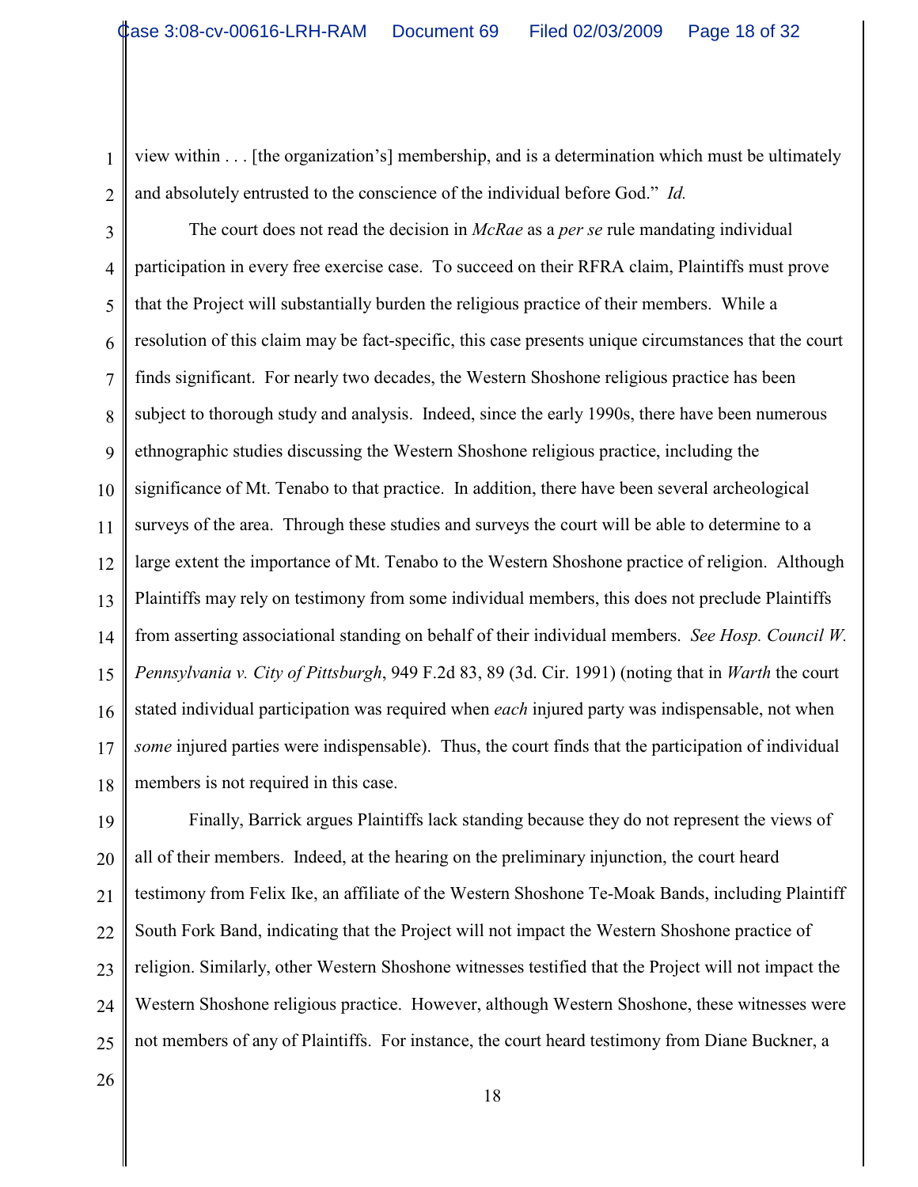view within . . . [the organization's] membership, and is a determination which must be ultimately and absolutely entrusted to the conscience of the individual before God." *Id.*

The court does not read the decision in *McRae* as a *per se* rule mandating individual participation in every free exercise case. To succeed on their RFRA claim, Plaintiffs must prove that the Project will substantially burden the religious practice of their members. While a resolution of this claim may be fact-specific, this case presents unique circumstances that the court finds significant. For nearly two decades, the Western Shoshone religious practice has been subject to thorough study and analysis. Indeed, since the early 1990s, there have been numerous ethnographic studies discussing the Western Shoshone religious practice, including the significance of Mt. Tenabo to that practice. In addition, there have been several archeological surveys of the area. Through these studies and surveys the court will be able to determine to a large extent the importance of Mt. Tenabo to the Western Shoshone practice of religion. Although Plaintiffs may rely on testimony from some individual members, this does not preclude Plaintiffs from asserting associational standing on behalf of their individual members. *See Hosp. Council W. Pennsylvania v. City of Pittsburgh*, 949 F.2d 83, 89 (3d. Cir. 1991) (noting that in *Warth* the court stated individual participation was required when *each* injured party was indispensable, not when *some* injured parties were indispensable). Thus, the court finds that the participation of individual members is not required in this case.

Finally, Barrick argues Plaintiffs lack standing because they do not represent the views of all of their members. Indeed, at the hearing on the preliminary injunction, the court heard testimony from Felix Ike, an affiliate of the Western Shoshone Te-Moak Bands, including Plaintiff South Fork Band, indicating that the Project will not impact the Western Shoshone practice of religion. Similarly, other Western Shoshone witnesses testified that the Project will not impact the Western Shoshone religious practice. However, although Western Shoshone, these witnesses were not members of any of Plaintiffs. For instance, the court heard testimony from Diane Buckner, a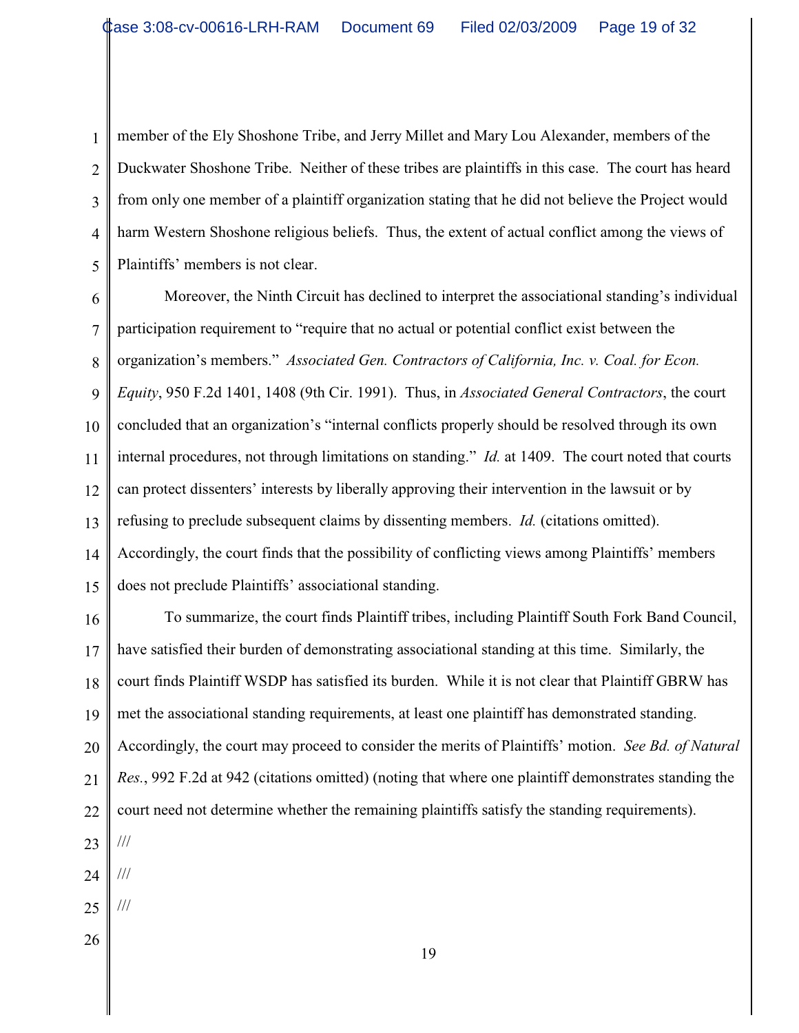member of the Ely Shoshone Tribe, and Jerry Millet and Mary Lou Alexander, members of the Duckwater Shoshone Tribe. Neither of these tribes are plaintiffs in this case. The court has heard from only one member of a plaintiff organization stating that he did not believe the Project would harm Western Shoshone religious beliefs. Thus, the extent of actual conflict among the views of Plaintiffs' members is not clear.

Moreover, the Ninth Circuit has declined to interpret the associational standing's individual participation requirement to "require that no actual or potential conflict exist between the organization's members." *Associated Gen. Contractors of California, Inc. v. Coal. for Econ. Equity*, 950 F.2d 1401, 1408 (9th Cir. 1991). Thus, in *Associated General Contractors*, the court concluded that an organization's "internal conflicts properly should be resolved through its own internal procedures, not through limitations on standing." *Id.* at 1409. The court noted that courts can protect dissenters' interests by liberally approving their intervention in the lawsuit or by refusing to preclude subsequent claims by dissenting members. *Id.* (citations omitted). Accordingly, the court finds that the possibility of conflicting views among Plaintiffs' members does not preclude Plaintiffs' associational standing.

To summarize, the court finds Plaintiff tribes, including Plaintiff South Fork Band Council, have satisfied their burden of demonstrating associational standing at this time. Similarly, the court finds Plaintiff WSDP has satisfied its burden. While it is not clear that Plaintiff GBRW has met the associational standing requirements, at least one plaintiff has demonstrated standing. Accordingly, the court may proceed to consider the merits of Plaintiffs' motion. *See Bd. of Natural Res.*, 992 F.2d at 942 (citations omitted) (noting that where one plaintiff demonstrates standing the court need not determine whether the remaining plaintiffs satisfy the standing requirements).

///

///

///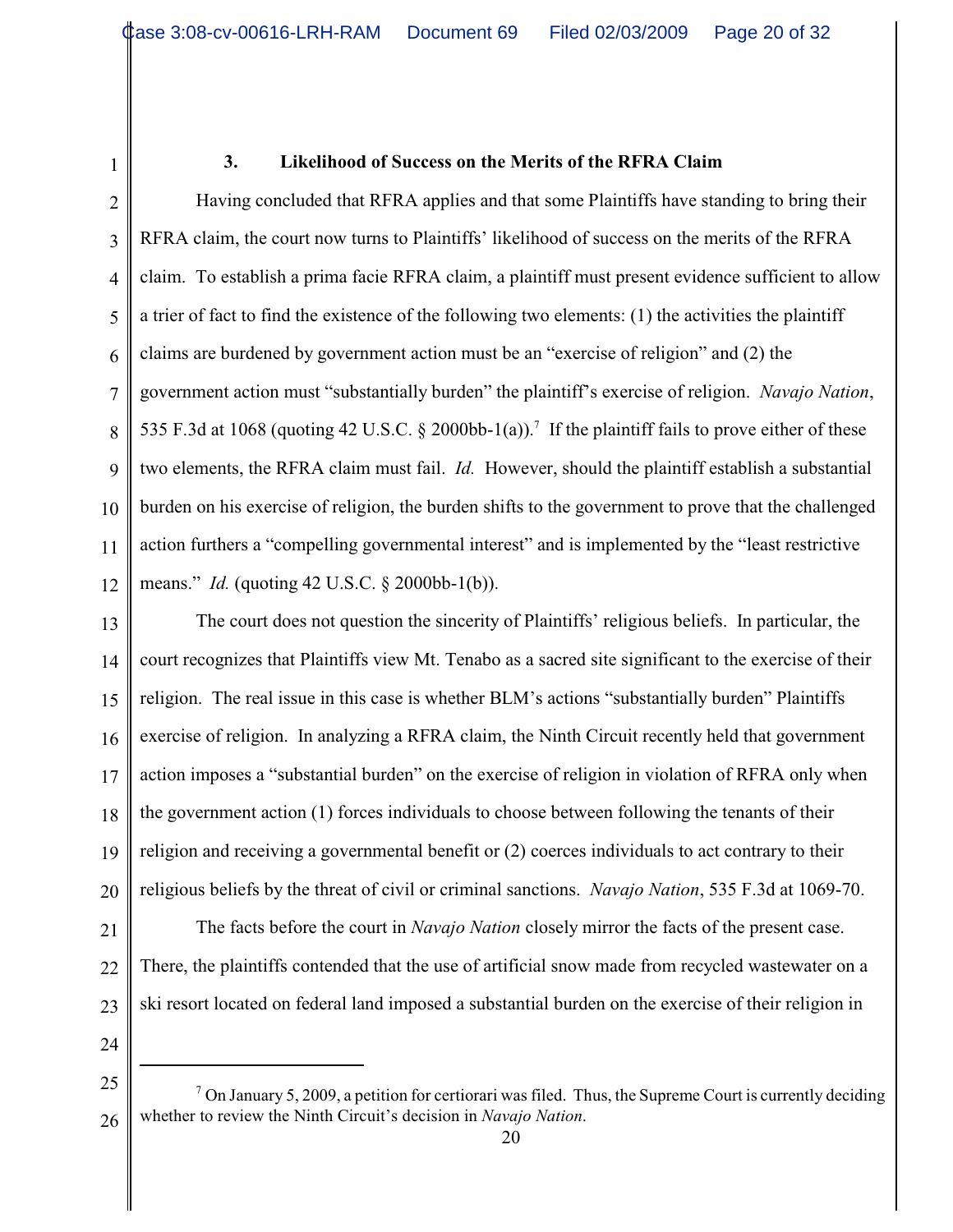### 3. Likelihood of Success on the Merits of the RFRA Claim

Having concluded that RFRA applies and that some Plaintiffs have standing to bring their RFRA claim, the court now turns to Plaintiffs' likelihood of success on the merits of the RFRA claim. To establish a prima facie RFRA claim, a plaintiff must present evidence sufficient to allow a trier of fact to find the existence of the following two elements: (1) the activities the plaintiff claims are burdened by government action must be an "exercise of religion" and (2) the government action must "substantially burden" the plaintiff's exercise of religion. *Navajo Nation*, 535 F.3d at 1068 (quoting 42 U.S.C. § 2000bb-1(a)).[7] If the plaintiff fails to prove either of these two elements, the RFRA claim must fail. *Id.* However, should the plaintiff establish a substantial burden on his exercise of religion, the burden shifts to the government to prove that the challenged action furthers a "compelling governmental interest" and is implemented by the "least restrictive means." *Id.* (quoting 42 U.S.C. § 2000bb-1(b)).

The court does not question the sincerity of Plaintiffs' religious beliefs. In particular, the court recognizes that Plaintiffs view Mt. Tenabo as a sacred site significant to the exercise of their religion. The real issue in this case is whether BLM's actions "substantially burden" Plaintiffs exercise of religion. In analyzing a RFRA claim, the Ninth Circuit recently held that government action imposes a "substantial burden" on the exercise of religion in violation of RFRA only when the government action (1) forces individuals to choose between following the tenants of their religion and receiving a governmental benefit or (2) coerces individuals to act contrary to their religious beliefs by the threat of civil or criminal sanctions. *Navajo Nation*, 535 F.3d at 1069-70.

The facts before the court in *Navajo Nation* closely mirror the facts of the present case. There, the plaintiffs contended that the use of artificial snow made from recycled wastewater on a ski resort located on federal land imposed a substantial burden on the exercise of their religion in

---

[7] On January 5, 2009, a petition for certiorari was filed. Thus, the Supreme Court is currently deciding whether to review the Ninth Circuit's decision in *Navajo Nation*.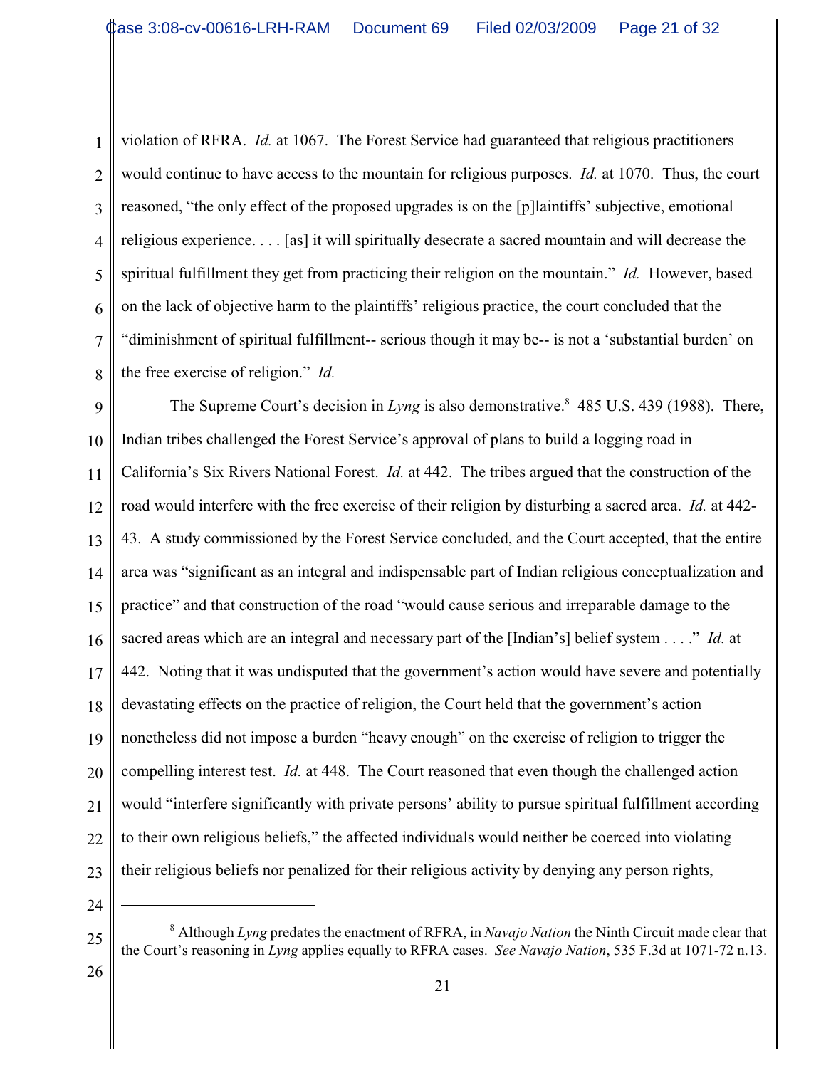violation of RFRA. *Id.* at 1067. The Forest Service had guaranteed that religious practitioners would continue to have access to the mountain for religious purposes. *Id.* at 1070. Thus, the court reasoned, "the only effect of the proposed upgrades is on the [p]laintiffs' subjective, emotional religious experience. . . . [as] it will spiritually desecrate a sacred mountain and will decrease the spiritual fulfillment they get from practicing their religion on the mountain." *Id.* However, based on the lack of objective harm to the plaintiffs' religious practice, the court concluded that the "diminishment of spiritual fulfillment-- serious though it may be-- is not a 'substantial burden' on the free exercise of religion." *Id.*

The Supreme Court's decision in *Lyng* is also demonstrative.[8] 485 U.S. 439 (1988). There, Indian tribes challenged the Forest Service's approval of plans to build a logging road in California's Six Rivers National Forest. *Id.* at 442. The tribes argued that the construction of the road would interfere with the free exercise of their religion by disturbing a sacred area. *Id.* at 442-43. A study commissioned by the Forest Service concluded, and the Court accepted, that the entire area was "significant as an integral and indispensable part of Indian religious conceptualization and practice" and that construction of the road "would cause serious and irreparable damage to the sacred areas which are an integral and necessary part of the [Indian's] belief system . . . ." *Id.* at 442. Noting that it was undisputed that the government's action would have severe and potentially devastating effects on the practice of religion, the Court held that the government's action nonetheless did not impose a burden "heavy enough" on the exercise of religion to trigger the compelling interest test. *Id.* at 448. The Court reasoned that even though the challenged action would "interfere significantly with private persons' ability to pursue spiritual fulfillment according to their own religious beliefs," the affected individuals would neither be coerced into violating their religious beliefs nor penalized for their religious activity by denying any person rights,

---

[8] Although *Lyng* predates the enactment of RFRA, in *Navajo Nation* the Ninth Circuit made clear that the Court's reasoning in *Lyng* applies equally to RFRA cases. *See Navajo Nation*, 535 F.3d at 1071-72 n.13.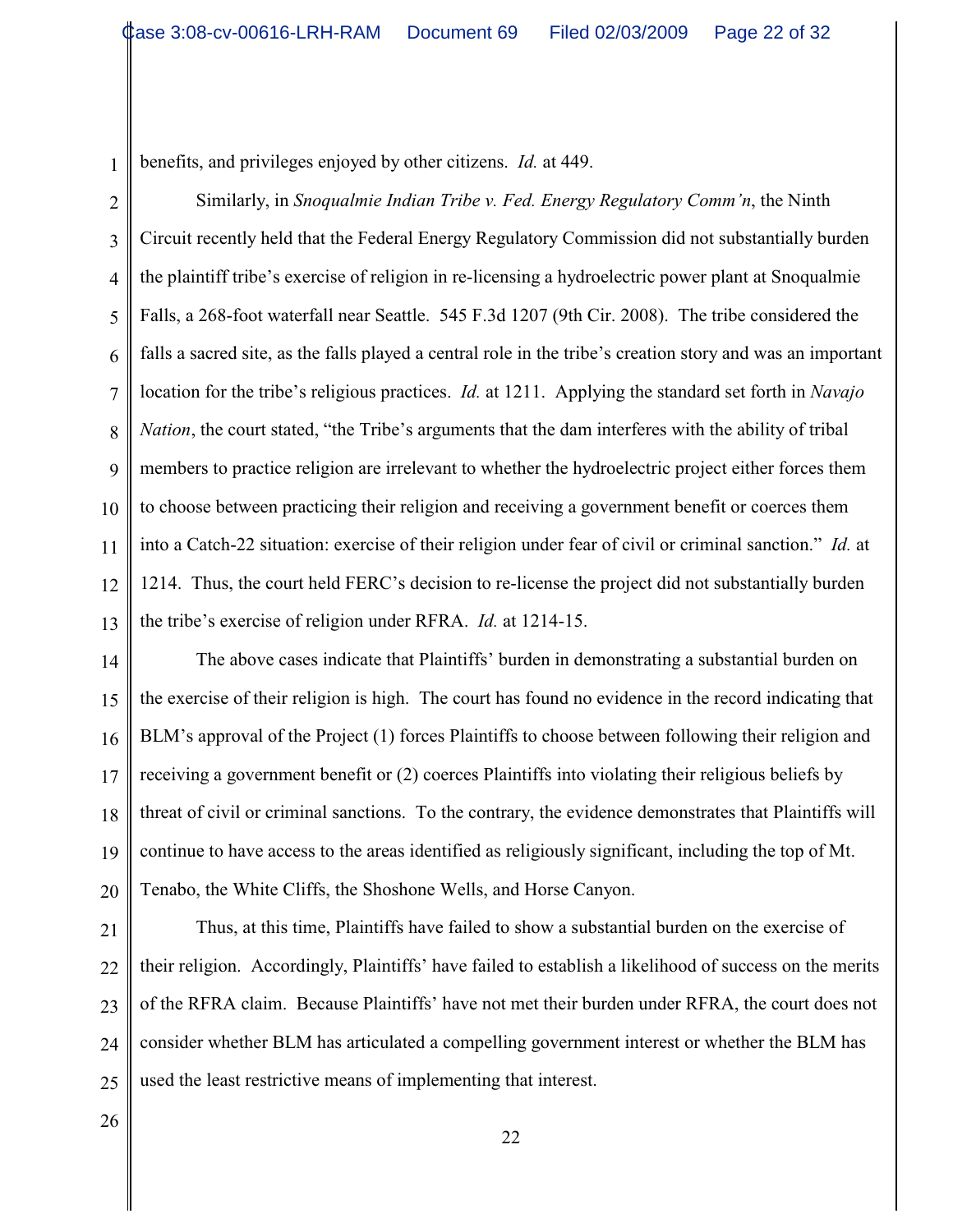benefits, and privileges enjoyed by other citizens. *Id.* at 449.

Similarly, in *Snoqualmie Indian Tribe v. Fed. Energy Regulatory Comm'n*, the Ninth Circuit recently held that the Federal Energy Regulatory Commission did not substantially burden the plaintiff tribe's exercise of religion in re-licensing a hydroelectric power plant at Snoqualmie Falls, a 268-foot waterfall near Seattle. 545 F.3d 1207 (9th Cir. 2008). The tribe considered the falls a sacred site, as the falls played a central role in the tribe's creation story and was an important location for the tribe's religious practices. *Id.* at 1211. Applying the standard set forth in *Navajo Nation*, the court stated, "the Tribe's arguments that the dam interferes with the ability of tribal members to practice religion are irrelevant to whether the hydroelectric project either forces them to choose between practicing their religion and receiving a government benefit or coerces them into a Catch-22 situation: exercise of their religion under fear of civil or criminal sanction." *Id.* at 1214. Thus, the court held FERC's decision to re-license the project did not substantially burden the tribe's exercise of religion under RFRA. *Id.* at 1214-15.

The above cases indicate that Plaintiffs' burden in demonstrating a substantial burden on the exercise of their religion is high. The court has found no evidence in the record indicating that BLM's approval of the Project (1) forces Plaintiffs to choose between following their religion and receiving a government benefit or (2) coerces Plaintiffs into violating their religious beliefs by threat of civil or criminal sanctions. To the contrary, the evidence demonstrates that Plaintiffs will continue to have access to the areas identified as religiously significant, including the top of Mt. Tenabo, the White Cliffs, the Shoshone Wells, and Horse Canyon.

Thus, at this time, Plaintiffs have failed to show a substantial burden on the exercise of their religion. Accordingly, Plaintiffs' have failed to establish a likelihood of success on the merits of the RFRA claim. Because Plaintiffs' have not met their burden under RFRA, the court does not consider whether BLM has articulated a compelling government interest or whether the BLM has used the least restrictive means of implementing that interest.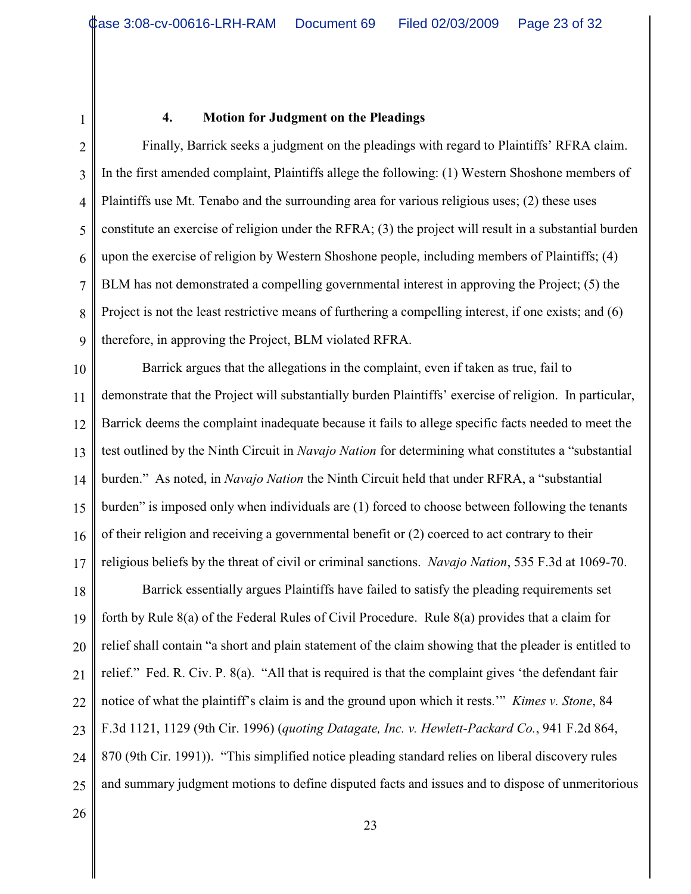### 4. Motion for Judgment on the Pleadings

Finally, Barrick seeks a judgment on the pleadings with regard to Plaintiffs' RFRA claim. In the first amended complaint, Plaintiffs allege the following: (1) Western Shoshone members of Plaintiffs use Mt. Tenabo and the surrounding area for various religious uses; (2) these uses constitute an exercise of religion under the RFRA; (3) the project will result in a substantial burden upon the exercise of religion by Western Shoshone people, including members of Plaintiffs; (4) BLM has not demonstrated a compelling governmental interest in approving the Project; (5) the Project is not the least restrictive means of furthering a compelling interest, if one exists; and (6) therefore, in approving the Project, BLM violated RFRA.

Barrick argues that the allegations in the complaint, even if taken as true, fail to demonstrate that the Project will substantially burden Plaintiffs' exercise of religion. In particular, Barrick deems the complaint inadequate because it fails to allege specific facts needed to meet the test outlined by the Ninth Circuit in *Navajo Nation* for determining what constitutes a "substantial burden." As noted, in *Navajo Nation* the Ninth Circuit held that under RFRA, a "substantial burden" is imposed only when individuals are (1) forced to choose between following the tenants of their religion and receiving a governmental benefit or (2) coerced to act contrary to their religious beliefs by the threat of civil or criminal sanctions. *Navajo Nation*, 535 F.3d at 1069-70.

Barrick essentially argues Plaintiffs have failed to satisfy the pleading requirements set forth by Rule 8(a) of the Federal Rules of Civil Procedure. Rule 8(a) provides that a claim for relief shall contain "a short and plain statement of the claim showing that the pleader is entitled to relief." Fed. R. Civ. P. 8(a). "All that is required is that the complaint gives 'the defendant fair notice of what the plaintiff's claim is and the ground upon which it rests.'" *Kimes v. Stone*, 84 F.3d 1121, 1129 (9th Cir. 1996) (*quoting Datagate, Inc. v. Hewlett-Packard Co.*, 941 F.2d 864, 870 (9th Cir. 1991)). "This simplified notice pleading standard relies on liberal discovery rules and summary judgment motions to define disputed facts and issues and to dispose of unmeritorious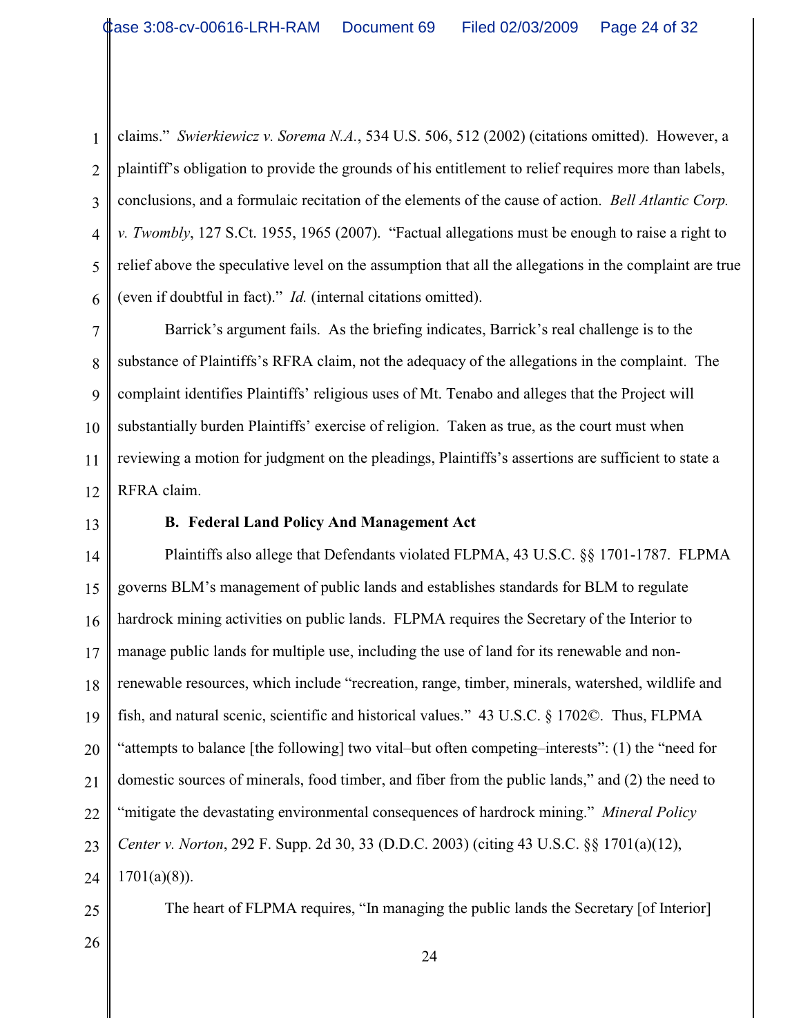claims." *Swierkiewicz v. Sorema N.A.*, 534 U.S. 506, 512 (2002) (citations omitted). However, a plaintiff's obligation to provide the grounds of his entitlement to relief requires more than labels, conclusions, and a formulaic recitation of the elements of the cause of action. *Bell Atlantic Corp. v. Twombly*, 127 S.Ct. 1955, 1965 (2007). "Factual allegations must be enough to raise a right to relief above the speculative level on the assumption that all the allegations in the complaint are true (even if doubtful in fact)." *Id.* (internal citations omitted).

Barrick's argument fails. As the briefing indicates, Barrick's real challenge is to the substance of Plaintiffs's RFRA claim, not the adequacy of the allegations in the complaint. The complaint identifies Plaintiffs' religious uses of Mt. Tenabo and alleges that the Project will substantially burden Plaintiffs' exercise of religion. Taken as true, as the court must when reviewing a motion for judgment on the pleadings, Plaintiffs's assertions are sufficient to state a RFRA claim.

**B. Federal Land Policy And Management Act**

Plaintiffs also allege that Defendants violated FLPMA, 43 U.S.C. §§ 1701-1787. FLPMA governs BLM's management of public lands and establishes standards for BLM to regulate hardrock mining activities on public lands. FLPMA requires the Secretary of the Interior to manage public lands for multiple use, including the use of land for its renewable and non-renewable resources, which include "recreation, range, timber, minerals, watershed, wildlife and fish, and natural scenic, scientific and historical values." 43 U.S.C. § 1702©. Thus, FLPMA "attempts to balance [the following] two vital–but often competing–interests": (1) the "need for domestic sources of minerals, food timber, and fiber from the public lands," and (2) the need to "mitigate the devastating environmental consequences of hardrock mining." *Mineral Policy Center v. Norton*, 292 F. Supp. 2d 30, 33 (D.D.C. 2003) (citing 43 U.S.C. §§ 1701(a)(12), 1701(a)(8)).

The heart of FLPMA requires, "In managing the public lands the Secretary [of Interior]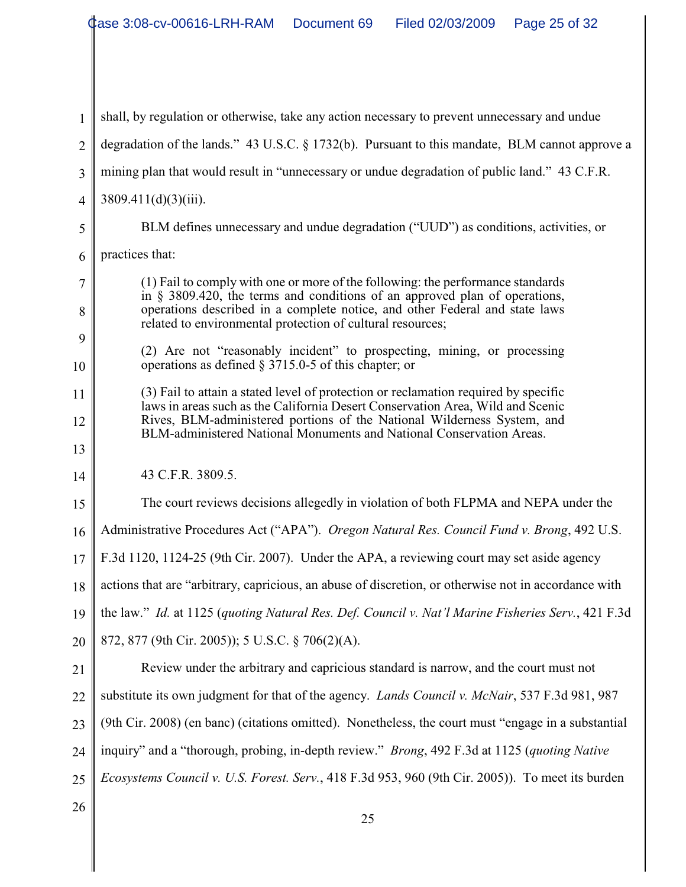shall, by regulation or otherwise, take any action necessary to prevent unnecessary and undue degradation of the lands." 43 U.S.C. § 1732(b). Pursuant to this mandate, BLM cannot approve a mining plan that would result in "unnecessary or undue degradation of public land." 43 C.F.R. 3809.411(d)(3)(iii).

BLM defines unnecessary and undue degradation ("UUD") as conditions, activities, or practices that:

> (1) Fail to comply with one or more of the following: the performance standards in § 3809.420, the terms and conditions of an approved plan of operations, operations described in a complete notice, and other Federal and state laws related to environmental protection of cultural resources;
>
> (2) Are not "reasonably incident" to prospecting, mining, or processing operations as defined § 3715.0-5 of this chapter; or
>
> (3) Fail to attain a stated level of protection or reclamation required by specific laws in areas such as the California Desert Conservation Area, Wild and Scenic Rives, BLM-administered portions of the National Wilderness System, and BLM-administered National Monuments and National Conservation Areas.

43 C.F.R. 3809.5.

The court reviews decisions allegedly in violation of both FLPMA and NEPA under the Administrative Procedures Act ("APA"). *Oregon Natural Res. Council Fund v. Brong*, 492 U.S. F.3d 1120, 1124-25 (9th Cir. 2007). Under the APA, a reviewing court may set aside agency actions that are "arbitrary, capricious, an abuse of discretion, or otherwise not in accordance with the law." *Id.* at 1125 (*quoting Natural Res. Def. Council v. Nat'l Marine Fisheries Serv.*, 421 F.3d 872, 877 (9th Cir. 2005)); 5 U.S.C. § 706(2)(A).

Review under the arbitrary and capricious standard is narrow, and the court must not substitute its own judgment for that of the agency. *Lands Council v. McNair*, 537 F.3d 981, 987 (9th Cir. 2008) (en banc) (citations omitted). Nonetheless, the court must "engage in a substantial inquiry" and a "thorough, probing, in-depth review." *Brong*, 492 F.3d at 1125 (*quoting Native Ecosystems Council v. U.S. Forest. Serv.*, 418 F.3d 953, 960 (9th Cir. 2005)). To meet its burden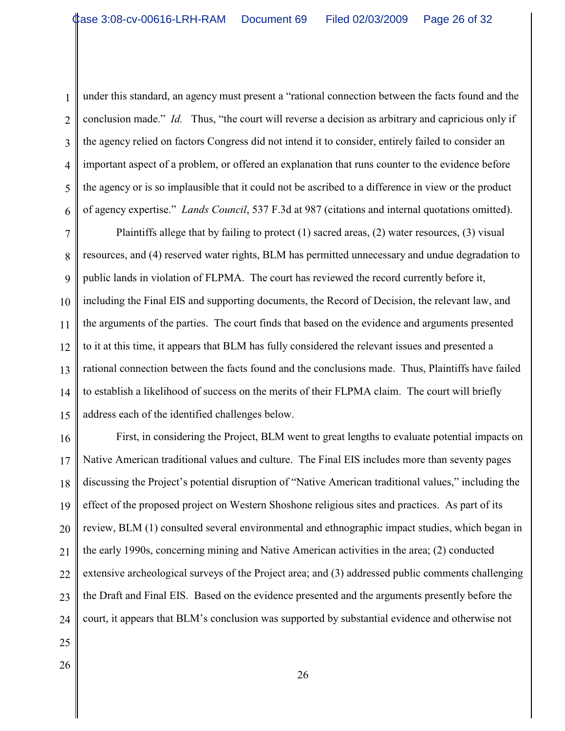under this standard, an agency must present a "rational connection between the facts found and the conclusion made." *Id.* Thus, "the court will reverse a decision as arbitrary and capricious only if the agency relied on factors Congress did not intend it to consider, entirely failed to consider an important aspect of a problem, or offered an explanation that runs counter to the evidence before the agency or is so implausible that it could not be ascribed to a difference in view or the product of agency expertise." *Lands Council*, 537 F.3d at 987 (citations and internal quotations omitted).

Plaintiffs allege that by failing to protect (1) sacred areas, (2) water resources, (3) visual resources, and (4) reserved water rights, BLM has permitted unnecessary and undue degradation to public lands in violation of FLPMA. The court has reviewed the record currently before it, including the Final EIS and supporting documents, the Record of Decision, the relevant law, and the arguments of the parties. The court finds that based on the evidence and arguments presented to it at this time, it appears that BLM has fully considered the relevant issues and presented a rational connection between the facts found and the conclusions made. Thus, Plaintiffs have failed to establish a likelihood of success on the merits of their FLPMA claim. The court will briefly address each of the identified challenges below.

First, in considering the Project, BLM went to great lengths to evaluate potential impacts on Native American traditional values and culture. The Final EIS includes more than seventy pages discussing the Project's potential disruption of "Native American traditional values," including the effect of the proposed project on Western Shoshone religious sites and practices. As part of its review, BLM (1) consulted several environmental and ethnographic impact studies, which began in the early 1990s, concerning mining and Native American activities in the area; (2) conducted extensive archeological surveys of the Project area; and (3) addressed public comments challenging the Draft and Final EIS. Based on the evidence presented and the arguments presently before the court, it appears that BLM's conclusion was supported by substantial evidence and otherwise not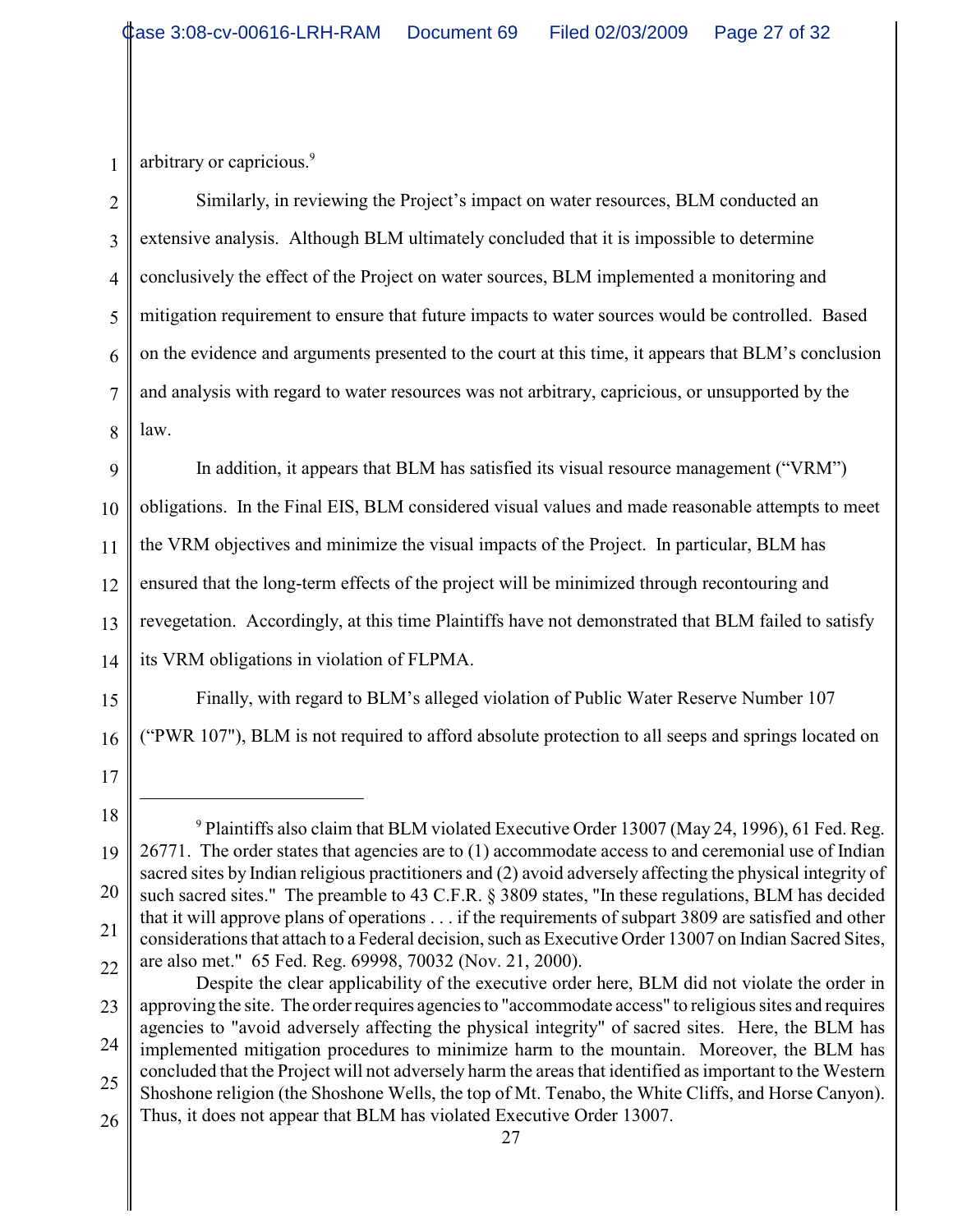arbitrary or capricious.[9]

Similarly, in reviewing the Project's impact on water resources, BLM conducted an extensive analysis. Although BLM ultimately concluded that it is impossible to determine conclusively the effect of the Project on water sources, BLM implemented a monitoring and mitigation requirement to ensure that future impacts to water sources would be controlled. Based on the evidence and arguments presented to the court at this time, it appears that BLM's conclusion and analysis with regard to water resources was not arbitrary, capricious, or unsupported by the law.

In addition, it appears that BLM has satisfied its visual resource management ("VRM") obligations. In the Final EIS, BLM considered visual values and made reasonable attempts to meet the VRM objectives and minimize the visual impacts of the Project. In particular, BLM has ensured that the long-term effects of the project will be minimized through recontouring and revegetation. Accordingly, at this time Plaintiffs have not demonstrated that BLM failed to satisfy its VRM obligations in violation of FLPMA.

Finally, with regard to BLM's alleged violation of Public Water Reserve Number 107 ("PWR 107"), BLM is not required to afford absolute protection to all seeps and springs located on

---

[9] Plaintiffs also claim that BLM violated Executive Order 13007 (May 24, 1996), 61 Fed. Reg. 26771. The order states that agencies are to (1) accommodate access to and ceremonial use of Indian sacred sites by Indian religious practitioners and (2) avoid adversely affecting the physical integrity of such sacred sites." The preamble to 43 C.F.R. § 3809 states, "In these regulations, BLM has decided that it will approve plans of operations . . . if the requirements of subpart 3809 are satisfied and other considerations that attach to a Federal decision, such as Executive Order 13007 on Indian Sacred Sites, are also met." 65 Fed. Reg. 69998, 70032 (Nov. 21, 2000).

Despite the clear applicability of the executive order here, BLM did not violate the order in approving the site. The order requires agencies to "accommodate access" to religious sites and requires agencies to "avoid adversely affecting the physical integrity" of sacred sites. Here, the BLM has implemented mitigation procedures to minimize harm to the mountain. Moreover, the BLM has concluded that the Project will not adversely harm the areas that identified as important to the Western Shoshone religion (the Shoshone Wells, the top of Mt. Tenabo, the White Cliffs, and Horse Canyon). Thus, it does not appear that BLM has violated Executive Order 13007.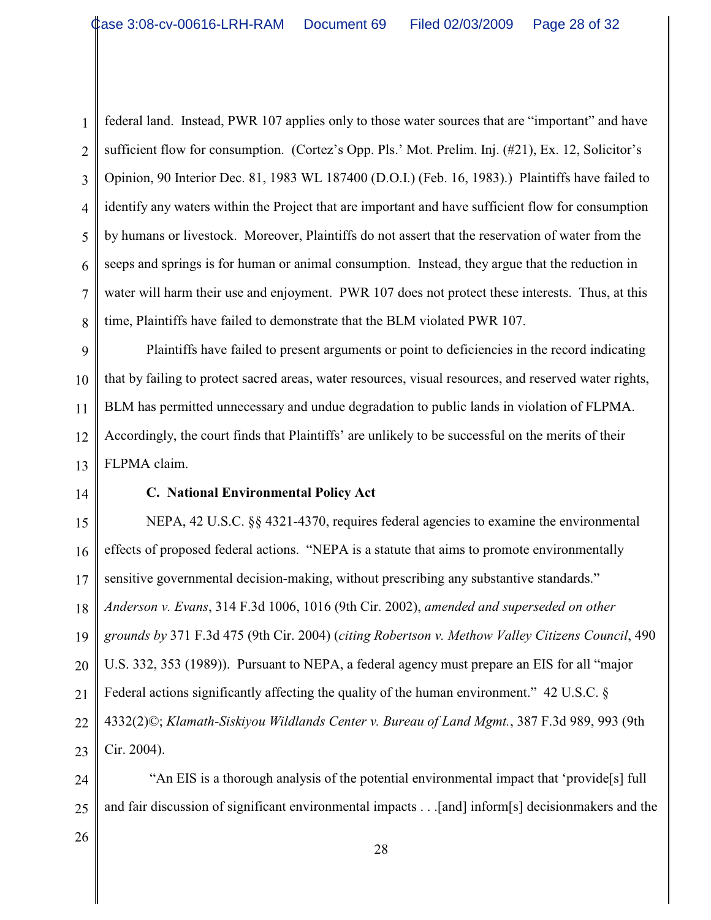federal land. Instead, PWR 107 applies only to those water sources that are "important" and have sufficient flow for consumption. (Cortez's Opp. Pls.' Mot. Prelim. Inj. (#21), Ex. 12, Solicitor's Opinion, 90 Interior Dec. 81, 1983 WL 187400 (D.O.I.) (Feb. 16, 1983).) Plaintiffs have failed to identify any waters within the Project that are important and have sufficient flow for consumption by humans or livestock. Moreover, Plaintiffs do not assert that the reservation of water from the seeps and springs is for human or animal consumption. Instead, they argue that the reduction in water will harm their use and enjoyment. PWR 107 does not protect these interests. Thus, at this time, Plaintiffs have failed to demonstrate that the BLM violated PWR 107.

Plaintiffs have failed to present arguments or point to deficiencies in the record indicating that by failing to protect sacred areas, water resources, visual resources, and reserved water rights, BLM has permitted unnecessary and undue degradation to public lands in violation of FLPMA. Accordingly, the court finds that Plaintiffs' are unlikely to be successful on the merits of their FLPMA claim.

**C. National Environmental Policy Act**

NEPA, 42 U.S.C. §§ 4321-4370, requires federal agencies to examine the environmental effects of proposed federal actions. "NEPA is a statute that aims to promote environmentally sensitive governmental decision-making, without prescribing any substantive standards." *Anderson v. Evans*, 314 F.3d 1006, 1016 (9th Cir. 2002), *amended and superseded on other grounds by* 371 F.3d 475 (9th Cir. 2004) (*citing Robertson v. Methow Valley Citizens Council*, 490 U.S. 332, 353 (1989)). Pursuant to NEPA, a federal agency must prepare an EIS for all "major Federal actions significantly affecting the quality of the human environment." 42 U.S.C. § 4332(2)©; *Klamath-Siskiyou Wildlands Center v. Bureau of Land Mgmt.*, 387 F.3d 989, 993 (9th Cir. 2004).

"An EIS is a thorough analysis of the potential environmental impact that 'provide[s] full and fair discussion of significant environmental impacts . . .[and] inform[s] decisionmakers and the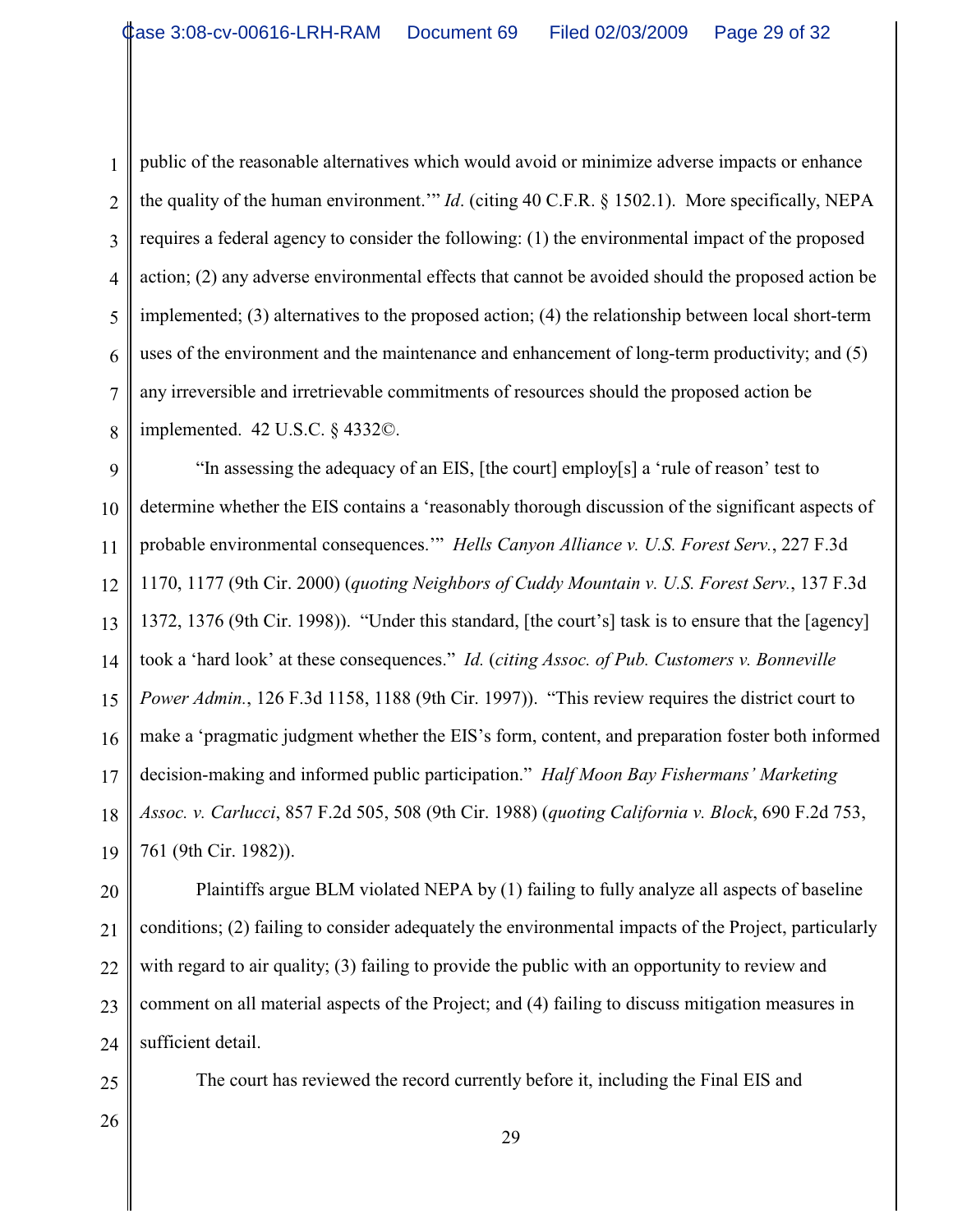public of the reasonable alternatives which would avoid or minimize adverse impacts or enhance the quality of the human environment.'" *Id*. (citing 40 C.F.R. § 1502.1). More specifically, NEPA requires a federal agency to consider the following: (1) the environmental impact of the proposed action; (2) any adverse environmental effects that cannot be avoided should the proposed action be implemented; (3) alternatives to the proposed action; (4) the relationship between local short-term uses of the environment and the maintenance and enhancement of long-term productivity; and (5) any irreversible and irretrievable commitments of resources should the proposed action be implemented. 42 U.S.C. § 4332©.

"In assessing the adequacy of an EIS, [the court] employ[s] a 'rule of reason' test to determine whether the EIS contains a 'reasonably thorough discussion of the significant aspects of probable environmental consequences.'" *Hells Canyon Alliance v. U.S. Forest Serv.*, 227 F.3d 1170, 1177 (9th Cir. 2000) (*quoting Neighbors of Cuddy Mountain v. U.S. Forest Serv.*, 137 F.3d 1372, 1376 (9th Cir. 1998)). "Under this standard, [the court's] task is to ensure that the [agency] took a 'hard look' at these consequences." *Id.* (*citing Assoc. of Pub. Customers v. Bonneville Power Admin.*, 126 F.3d 1158, 1188 (9th Cir. 1997)). "This review requires the district court to make a 'pragmatic judgment whether the EIS's form, content, and preparation foster both informed decision-making and informed public participation." *Half Moon Bay Fishermans' Marketing Assoc. v. Carlucci*, 857 F.2d 505, 508 (9th Cir. 1988) (*quoting California v. Block*, 690 F.2d 753, 761 (9th Cir. 1982)).

Plaintiffs argue BLM violated NEPA by (1) failing to fully analyze all aspects of baseline conditions; (2) failing to consider adequately the environmental impacts of the Project, particularly with regard to air quality; (3) failing to provide the public with an opportunity to review and comment on all material aspects of the Project; and (4) failing to discuss mitigation measures in sufficient detail.

The court has reviewed the record currently before it, including the Final EIS and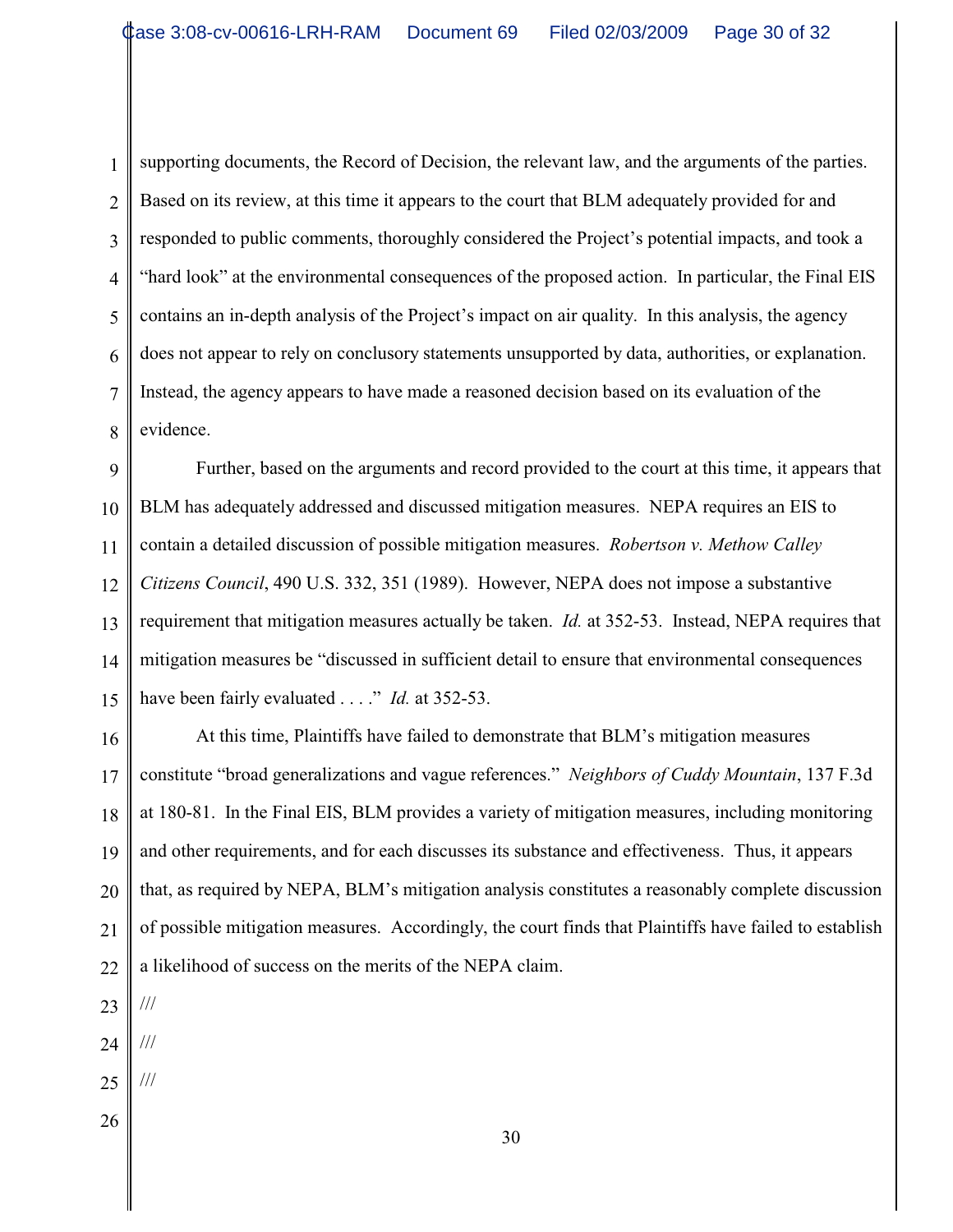supporting documents, the Record of Decision, the relevant law, and the arguments of the parties. Based on its review, at this time it appears to the court that BLM adequately provided for and responded to public comments, thoroughly considered the Project's potential impacts, and took a "hard look" at the environmental consequences of the proposed action. In particular, the Final EIS contains an in-depth analysis of the Project's impact on air quality. In this analysis, the agency does not appear to rely on conclusory statements unsupported by data, authorities, or explanation. Instead, the agency appears to have made a reasoned decision based on its evaluation of the evidence.

Further, based on the arguments and record provided to the court at this time, it appears that BLM has adequately addressed and discussed mitigation measures. NEPA requires an EIS to contain a detailed discussion of possible mitigation measures. *Robertson v. Methow Calley Citizens Council*, 490 U.S. 332, 351 (1989). However, NEPA does not impose a substantive requirement that mitigation measures actually be taken. *Id.* at 352-53. Instead, NEPA requires that mitigation measures be "discussed in sufficient detail to ensure that environmental consequences have been fairly evaluated . . . ." *Id.* at 352-53.

At this time, Plaintiffs have failed to demonstrate that BLM's mitigation measures constitute "broad generalizations and vague references." *Neighbors of Cuddy Mountain*, 137 F.3d at 180-81. In the Final EIS, BLM provides a variety of mitigation measures, including monitoring and other requirements, and for each discusses its substance and effectiveness. Thus, it appears that, as required by NEPA, BLM's mitigation analysis constitutes a reasonably complete discussion of possible mitigation measures. Accordingly, the court finds that Plaintiffs have failed to establish a likelihood of success on the merits of the NEPA claim.

///

///

///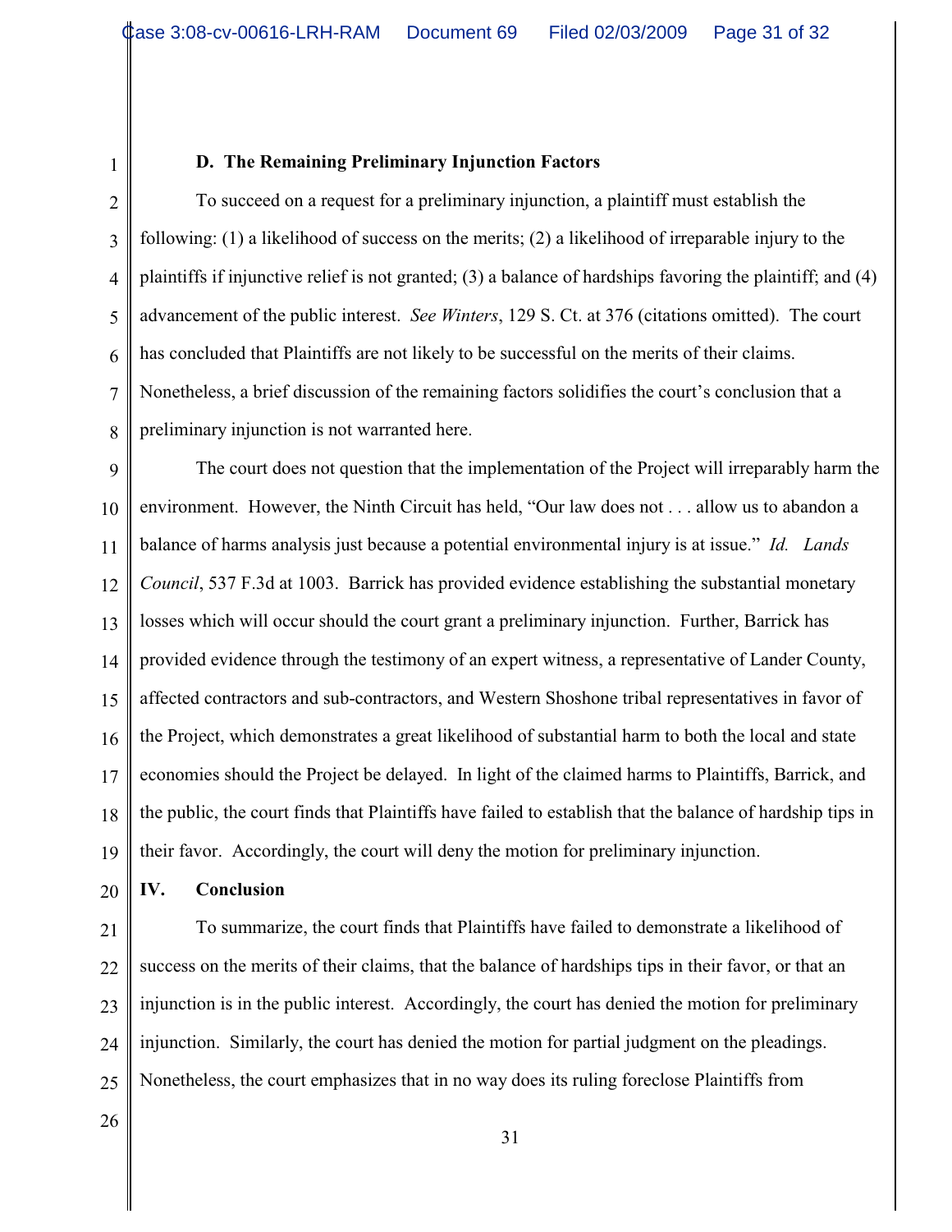**D. The Remaining Preliminary Injunction Factors**

To succeed on a request for a preliminary injunction, a plaintiff must establish the following: (1) a likelihood of success on the merits; (2) a likelihood of irreparable injury to the plaintiffs if injunctive relief is not granted; (3) a balance of hardships favoring the plaintiff; and (4) advancement of the public interest. *See Winters*, 129 S. Ct. at 376 (citations omitted). The court has concluded that Plaintiffs are not likely to be successful on the merits of their claims. Nonetheless, a brief discussion of the remaining factors solidifies the court's conclusion that a preliminary injunction is not warranted here.

The court does not question that the implementation of the Project will irreparably harm the environment. However, the Ninth Circuit has held, "Our law does not . . . allow us to abandon a balance of harms analysis just because a potential environmental injury is at issue." *Id. Lands Council*, 537 F.3d at 1003. Barrick has provided evidence establishing the substantial monetary losses which will occur should the court grant a preliminary injunction. Further, Barrick has provided evidence through the testimony of an expert witness, a representative of Lander County, affected contractors and sub-contractors, and Western Shoshone tribal representatives in favor of the Project, which demonstrates a great likelihood of substantial harm to both the local and state economies should the Project be delayed. In light of the claimed harms to Plaintiffs, Barrick, and the public, the court finds that Plaintiffs have failed to establish that the balance of hardship tips in their favor. Accordingly, the court will deny the motion for preliminary injunction.

## IV. Conclusion

To summarize, the court finds that Plaintiffs have failed to demonstrate a likelihood of success on the merits of their claims, that the balance of hardships tips in their favor, or that an injunction is in the public interest. Accordingly, the court has denied the motion for preliminary injunction. Similarly, the court has denied the motion for partial judgment on the pleadings. Nonetheless, the court emphasizes that in no way does its ruling foreclose Plaintiffs from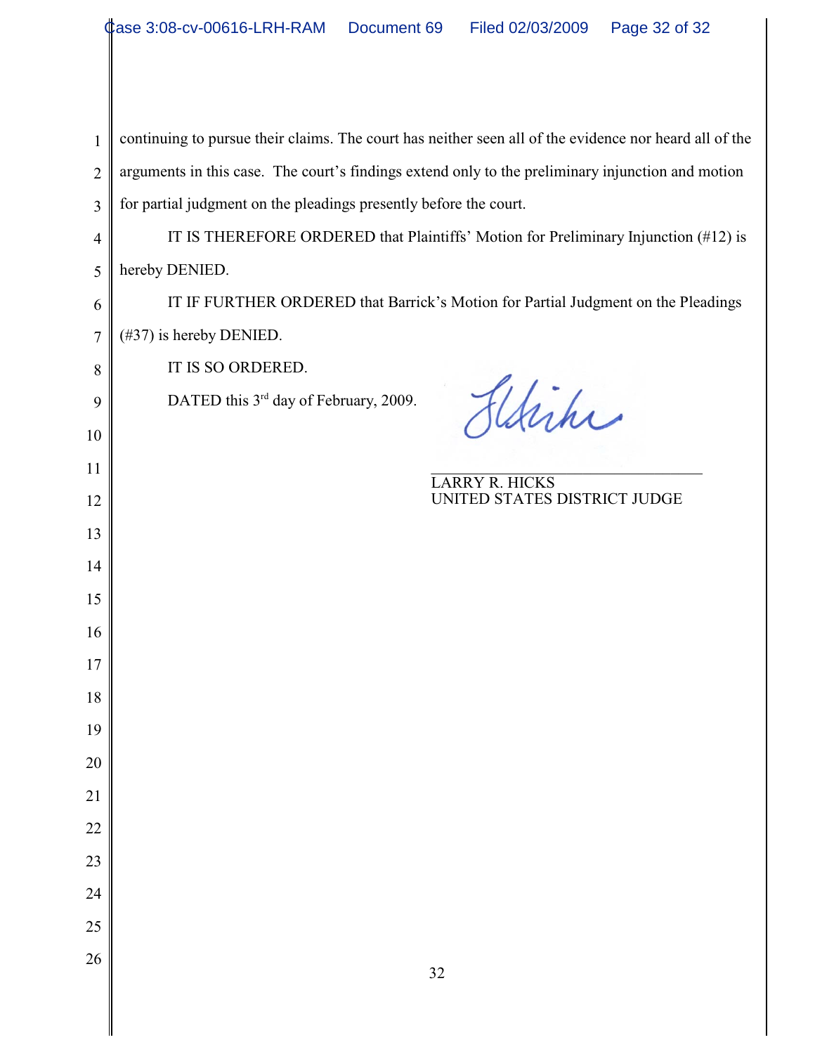continuing to pursue their claims. The court has neither seen all of the evidence nor heard all of the arguments in this case. The court's findings extend only to the preliminary injunction and motion for partial judgment on the pleadings presently before the court.

IT IS THEREFORE ORDERED that Plaintiffs' Motion for Preliminary Injunction (#12) is hereby DENIED.

IT IF FURTHER ORDERED that Barrick's Motion for Partial Judgment on the Pleadings (#37) is hereby DENIED.

IT IS SO ORDERED.

DATED this 3rd day of February, 2009.

\_\_\_\_\_\_\_\_\_\_\_\_\_\_\_\_\_\_\_\_\_\_\_\_\_\_\_\_\_\_\_\_\_\_
LARRY R. HICKS
UNITED STATES DISTRICT JUDGE